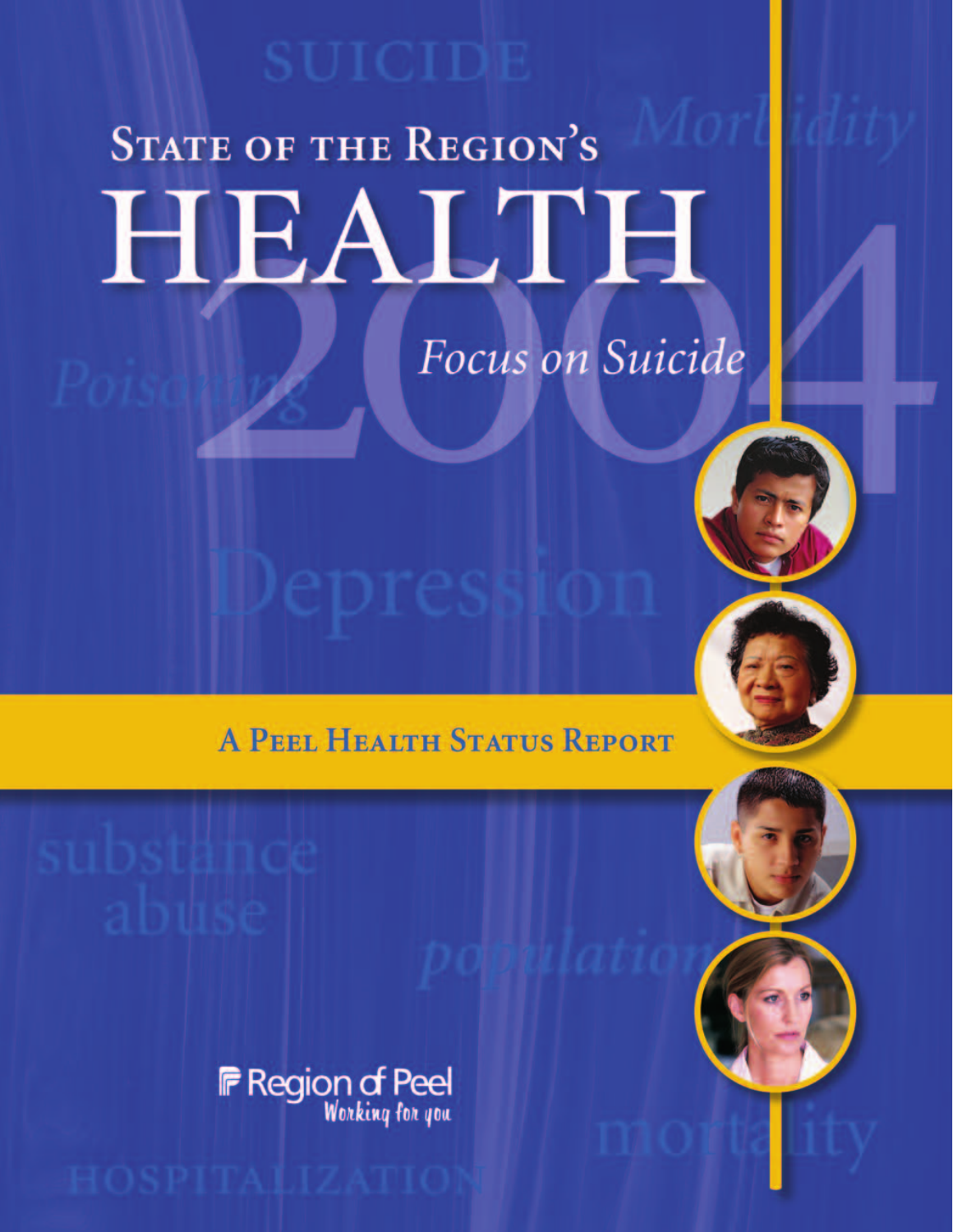# State of the Region's HEALTH 2004

## *Focus on Suicide*

**A Peel Health Status Report**

Region of Peel
*Working for you*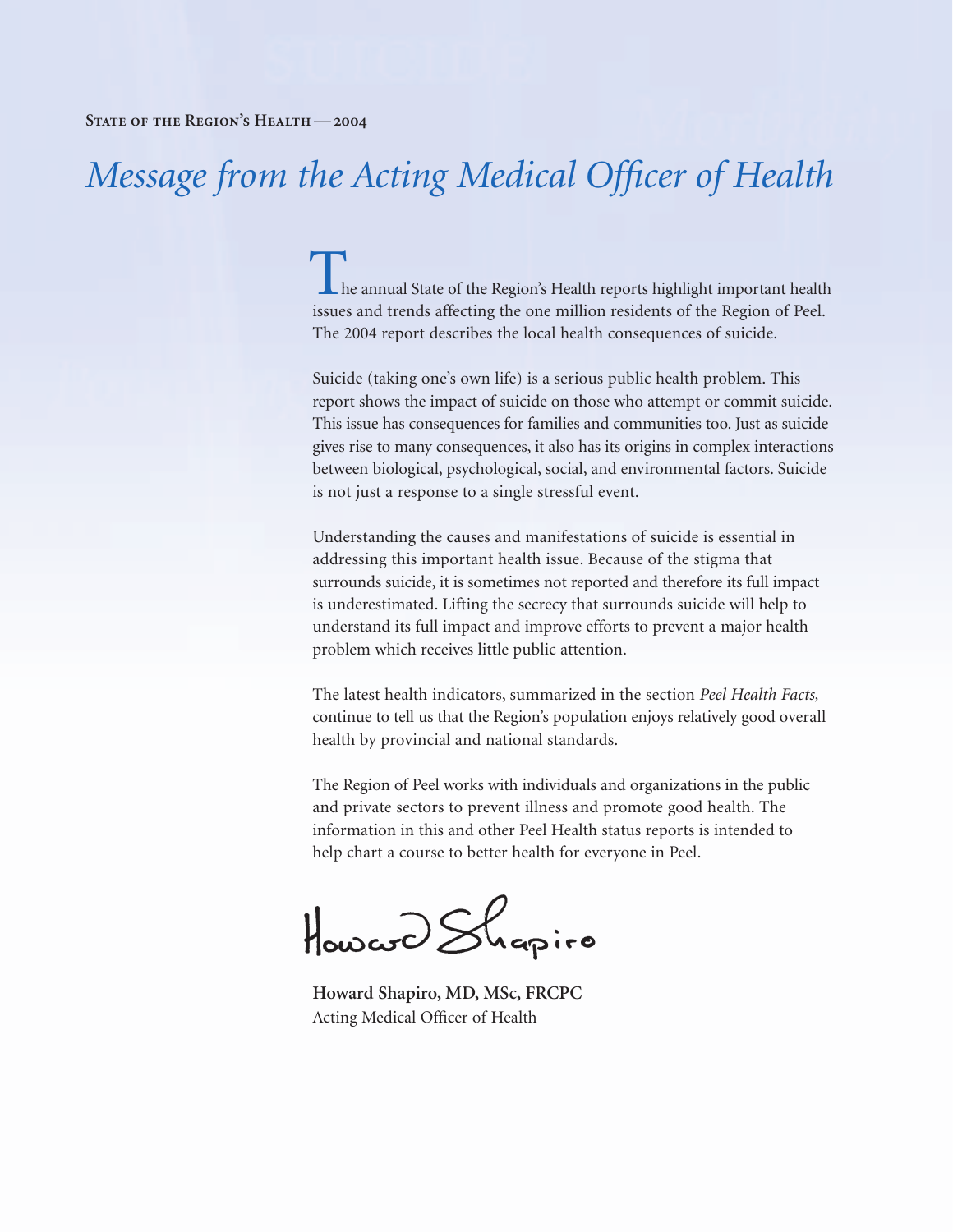# Message from the Acting Medical Officer of Health

The annual State of the Region's Health reports highlight important health issues and trends affecting the one million residents of the Region of Peel. The 2004 report describes the local health consequences of suicide.

Suicide (taking one's own life) is a serious public health problem. This report shows the impact of suicide on those who attempt or commit suicide. This issue has consequences for families and communities too. Just as suicide gives rise to many consequences, it also has its origins in complex interactions between biological, psychological, social, and environmental factors. Suicide is not just a response to a single stressful event.

Understanding the causes and manifestations of suicide is essential in addressing this important health issue. Because of the stigma that surrounds suicide, it is sometimes not reported and therefore its full impact is underestimated. Lifting the secrecy that surrounds suicide will help to understand its full impact and improve efforts to prevent a major health problem which receives little public attention.

The latest health indicators, summarized in the section *Peel Health Facts,* continue to tell us that the Region's population enjoys relatively good overall health by provincial and national standards.

The Region of Peel works with individuals and organizations in the public and private sectors to prevent illness and promote good health. The information in this and other Peel Health status reports is intended to help chart a course to better health for everyone in Peel.

Howard Shapiro

**Howard Shapiro, MD, MSc, FRCPC**
Acting Medical Officer of Health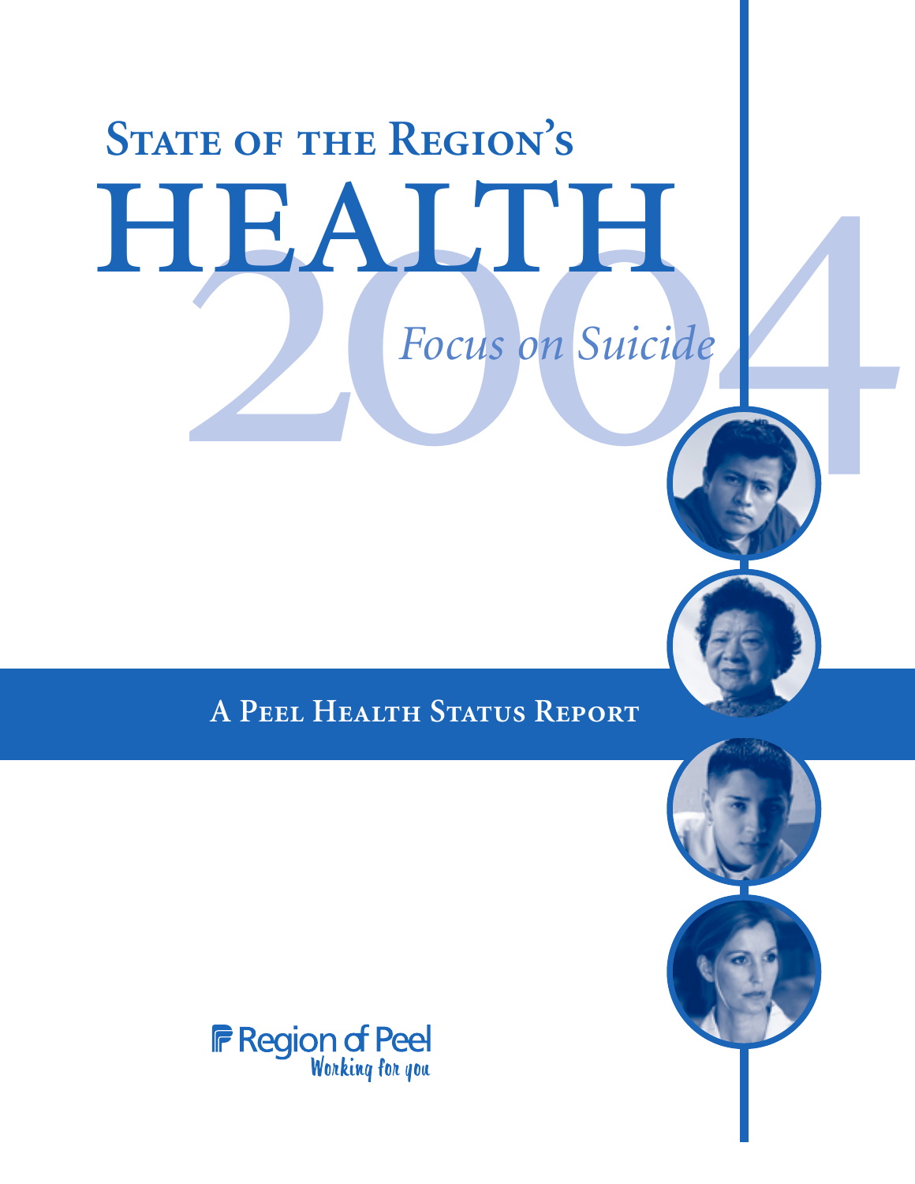# State of the Region's

# HEALTH 2004

## *Focus on Suicide*

**A Peel Health Status Report**

Region of Peel
*Working for you*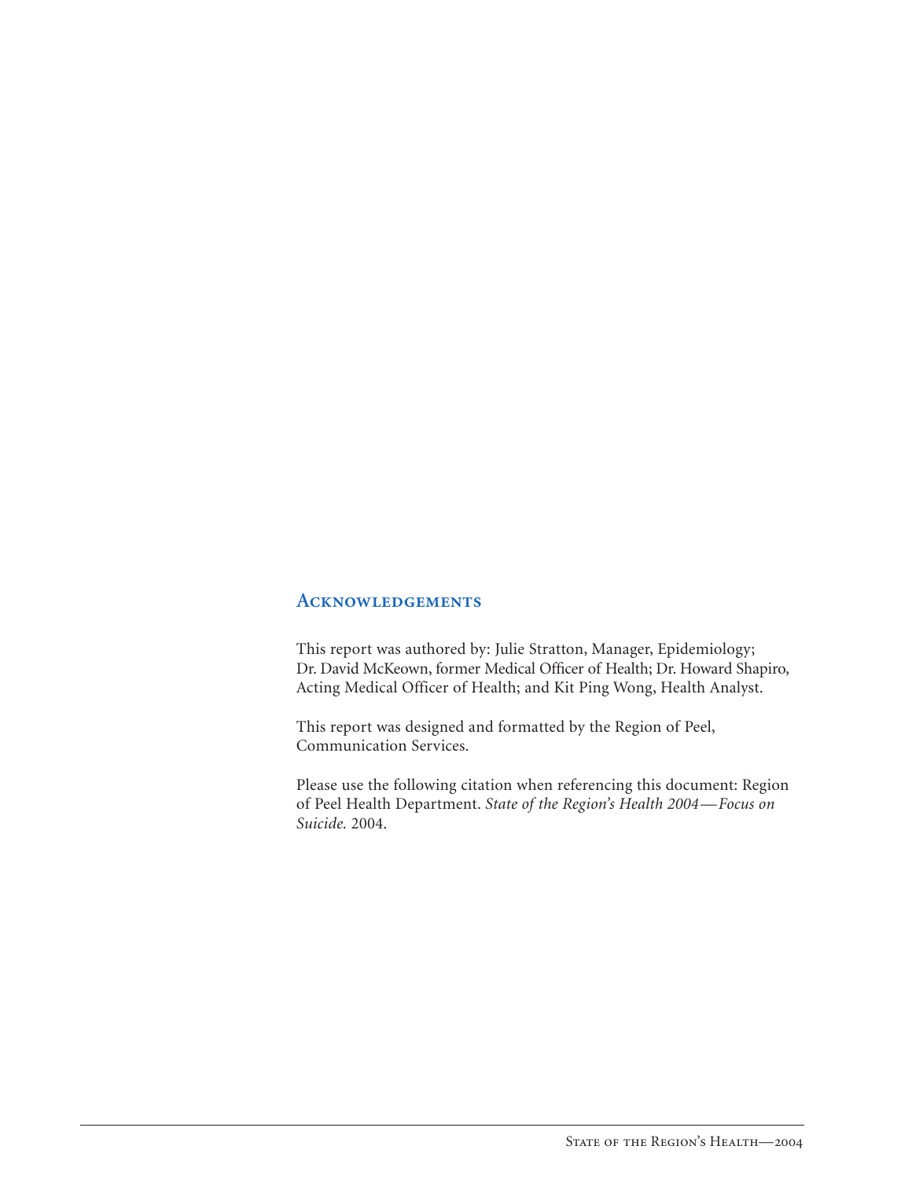## Acknowledgements

This report was authored by: Julie Stratton, Manager, Epidemiology; Dr. David McKeown, former Medical Officer of Health; Dr. Howard Shapiro, Acting Medical Officer of Health; and Kit Ping Wong, Health Analyst.

This report was designed and formatted by the Region of Peel, Communication Services.

Please use the following citation when referencing this document: Region of Peel Health Department. *State of the Region's Health 2004—Focus on Suicide.* 2004.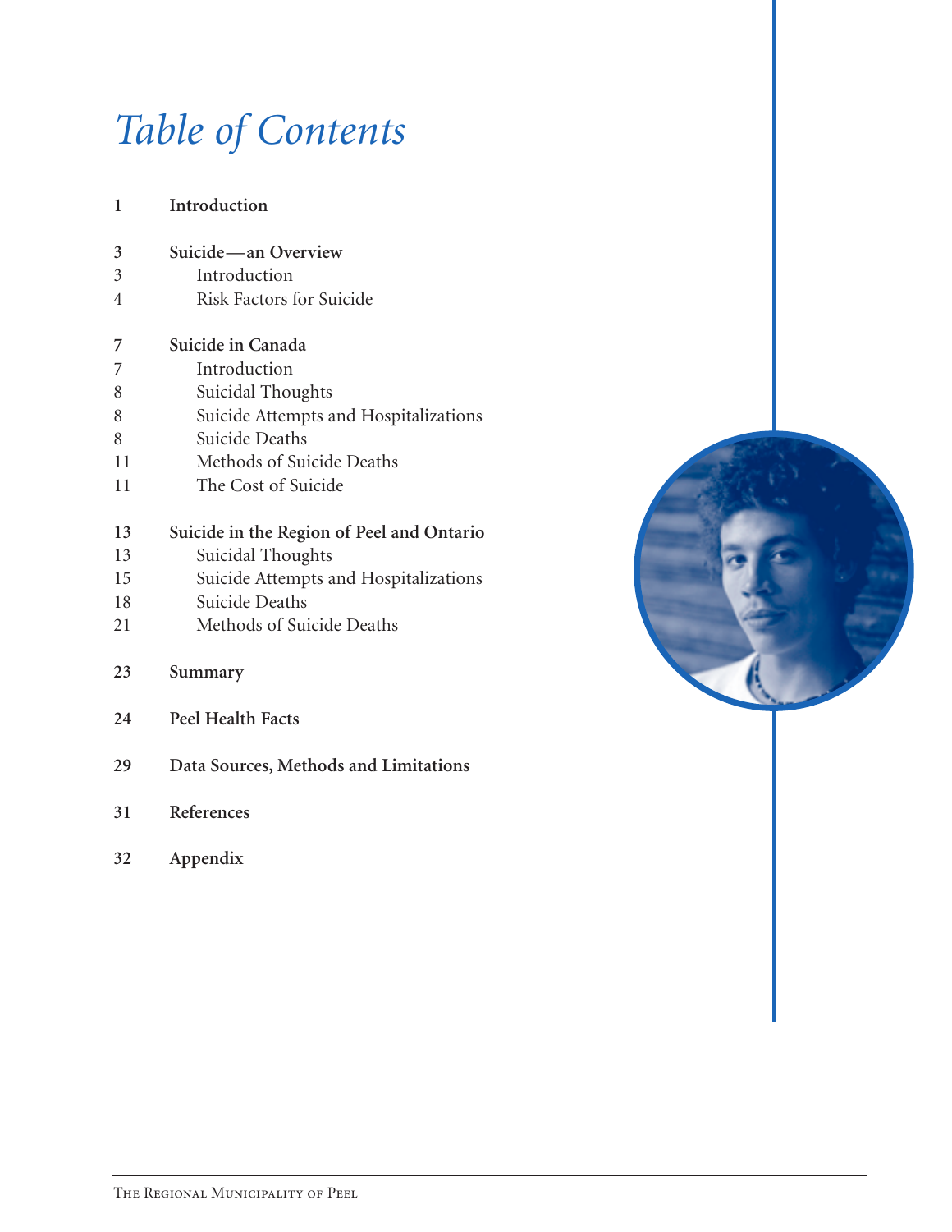# *Table of Contents*

| | |
|---|---|
| **1** | **Introduction** |
| **3** | **Suicide—an Overview** |
| 3 | Introduction |
| 4 | Risk Factors for Suicide |
| **7** | **Suicide in Canada** |
| 7 | Introduction |
| 8 | Suicidal Thoughts |
| 8 | Suicide Attempts and Hospitalizations |
| 8 | Suicide Deaths |
| 11 | Methods of Suicide Deaths |
| 11 | The Cost of Suicide |
| **13** | **Suicide in the Region of Peel and Ontario** |
| 13 | Suicidal Thoughts |
| 15 | Suicide Attempts and Hospitalizations |
| 18 | Suicide Deaths |
| 21 | Methods of Suicide Deaths |
| **23** | **Summary** |
| **24** | **Peel Health Facts** |
| **29** | **Data Sources, Methods and Limitations** |
| **31** | **References** |
| **32** | **Appendix** |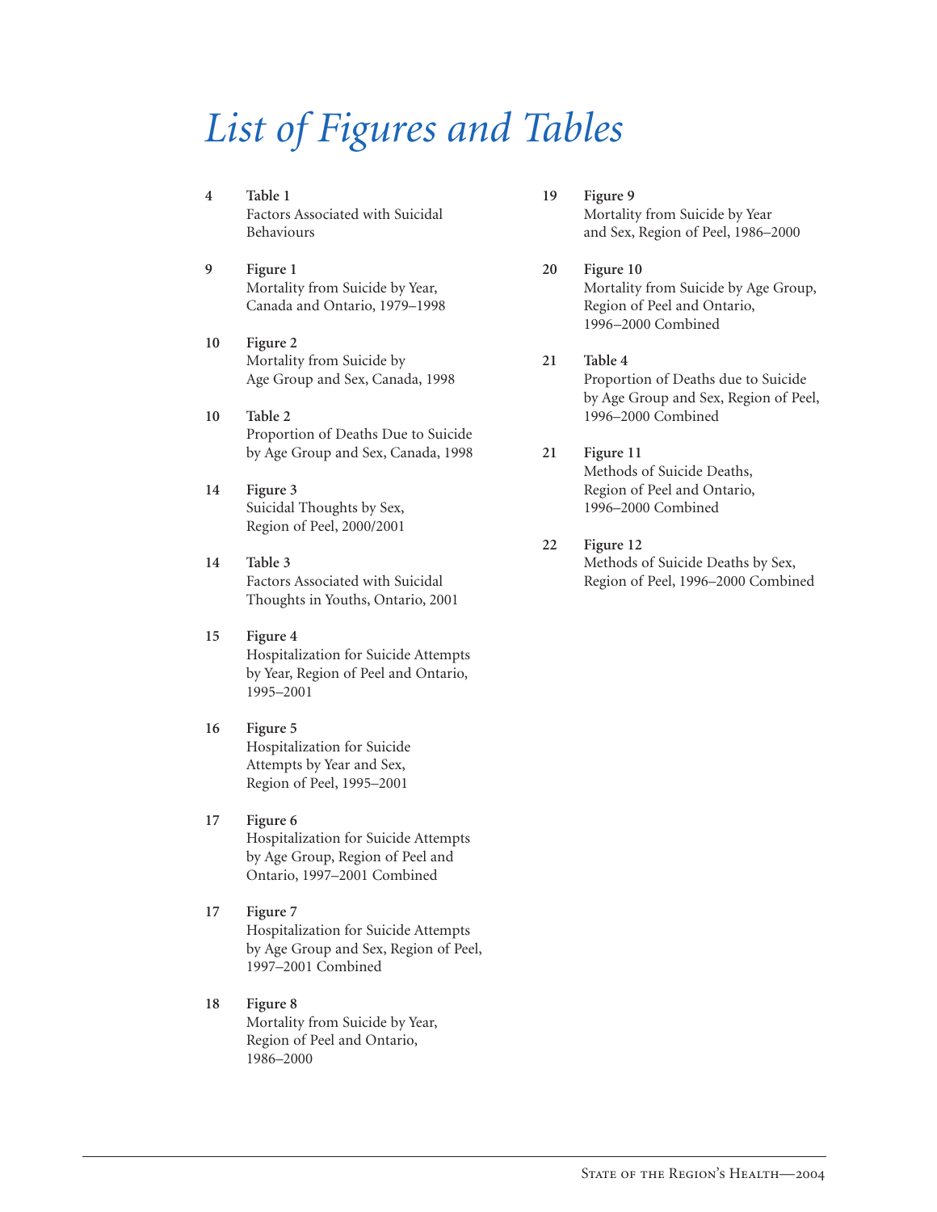# *List of Figures and Tables*

**4** **Table 1**
Factors Associated with Suicidal Behaviours

**9** **Figure 1**
Mortality from Suicide by Year, Canada and Ontario, 1979–1998

**10** **Figure 2**
Mortality from Suicide by Age Group and Sex, Canada, 1998

**10** **Table 2**
Proportion of Deaths Due to Suicide by Age Group and Sex, Canada, 1998

**14** **Figure 3**
Suicidal Thoughts by Sex, Region of Peel, 2000/2001

**14** **Table 3**
Factors Associated with Suicidal Thoughts in Youths, Ontario, 2001

**15** **Figure 4**
Hospitalization for Suicide Attempts by Year, Region of Peel and Ontario, 1995–2001

**16** **Figure 5**
Hospitalization for Suicide Attempts by Year and Sex, Region of Peel, 1995–2001

**17** **Figure 6**
Hospitalization for Suicide Attempts by Age Group, Region of Peel and Ontario, 1997–2001 Combined

**17** **Figure 7**
Hospitalization for Suicide Attempts by Age Group and Sex, Region of Peel, 1997–2001 Combined

**18** **Figure 8**
Mortality from Suicide by Year, Region of Peel and Ontario, 1986–2000

**19** **Figure 9**
Mortality from Suicide by Year and Sex, Region of Peel, 1986–2000

**20** **Figure 10**
Mortality from Suicide by Age Group, Region of Peel and Ontario, 1996–2000 Combined

**21** **Table 4**
Proportion of Deaths due to Suicide by Age Group and Sex, Region of Peel, 1996–2000 Combined

**21** **Figure 11**
Methods of Suicide Deaths, Region of Peel and Ontario, 1996–2000 Combined

**22** **Figure 12**
Methods of Suicide Deaths by Sex, Region of Peel, 1996–2000 Combined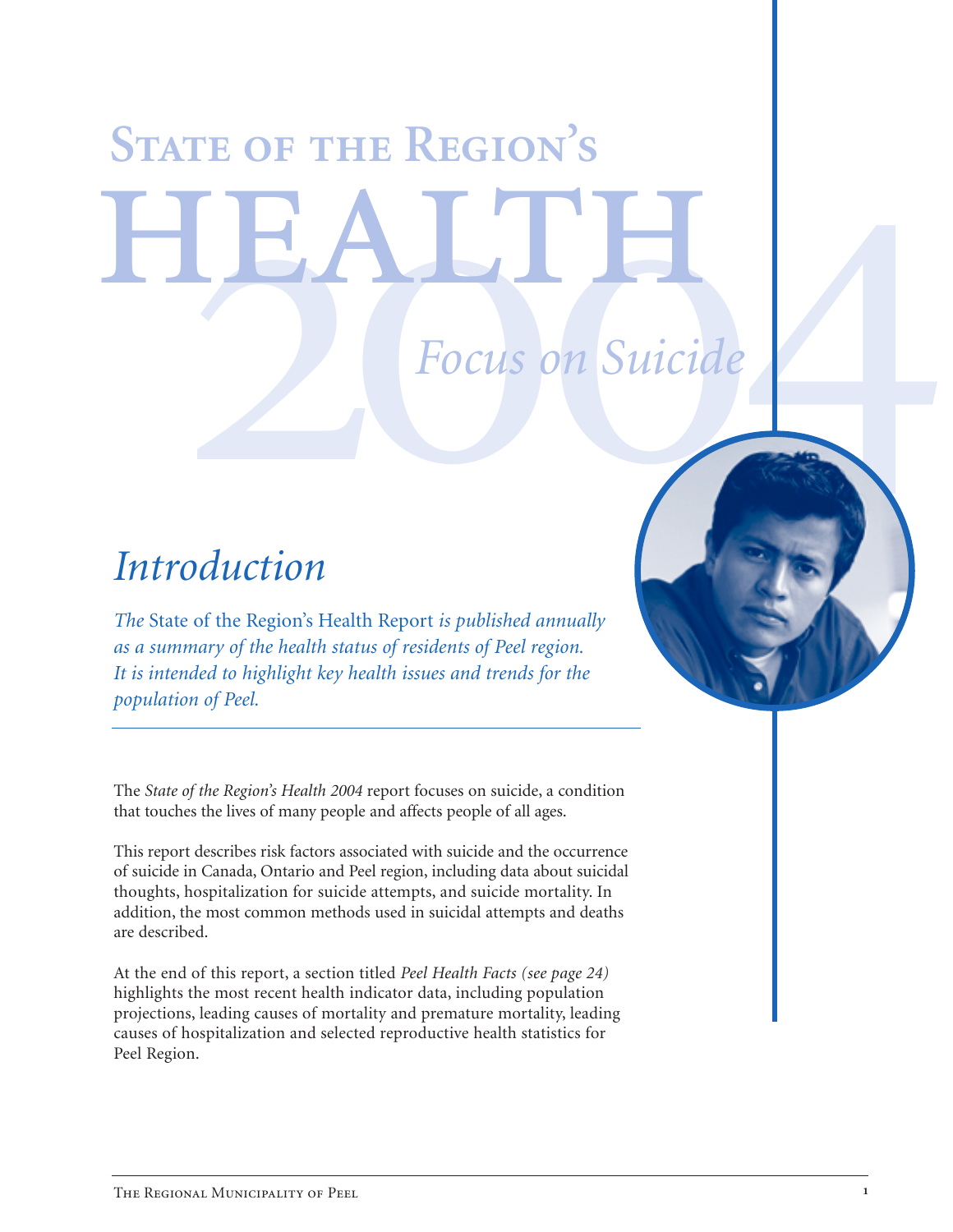# State of the Region's HEALTH 2004

## *Focus on Suicide*

## *Introduction*

*The* State of the Region's Health Report *is published annually as a summary of the health status of residents of Peel region. It is intended to highlight key health issues and trends for the population of Peel.*

The *State of the Region's Health 2004* report focuses on suicide, a condition that touches the lives of many people and affects people of all ages.

This report describes risk factors associated with suicide and the occurrence of suicide in Canada, Ontario and Peel region, including data about suicidal thoughts, hospitalization for suicide attempts, and suicide mortality. In addition, the most common methods used in suicidal attempts and deaths are described.

At the end of this report, a section titled *Peel Health Facts (see page 24)* highlights the most recent health indicator data, including population projections, leading causes of mortality and premature mortality, leading causes of hospitalization and selected reproductive health statistics for Peel Region.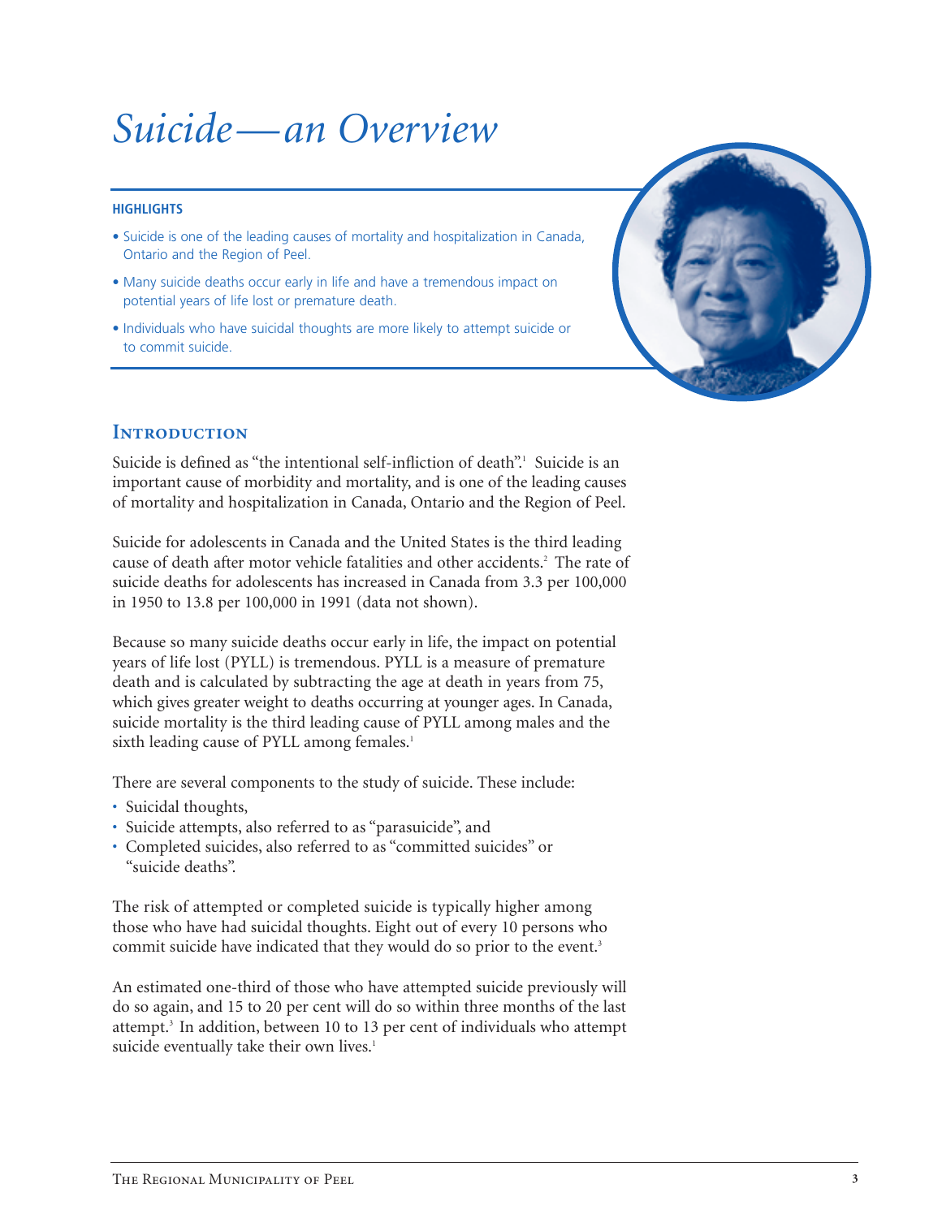# *Suicide—an Overview*

**HIGHLIGHTS**

- Suicide is one of the leading causes of mortality and hospitalization in Canada, Ontario and the Region of Peel.
- Many suicide deaths occur early in life and have a tremendous impact on potential years of life lost or premature death.
- Individuals who have suicidal thoughts are more likely to attempt suicide or to commit suicide.

## Introduction

Suicide is defined as "the intentional self-infliction of death".[1] Suicide is an important cause of morbidity and mortality, and is one of the leading causes of mortality and hospitalization in Canada, Ontario and the Region of Peel.

Suicide for adolescents in Canada and the United States is the third leading cause of death after motor vehicle fatalities and other accidents.[2] The rate of suicide deaths for adolescents has increased in Canada from 3.3 per 100,000 in 1950 to 13.8 per 100,000 in 1991 (data not shown).

Because so many suicide deaths occur early in life, the impact on potential years of life lost (PYLL) is tremendous. PYLL is a measure of premature death and is calculated by subtracting the age at death in years from 75, which gives greater weight to deaths occurring at younger ages. In Canada, suicide mortality is the third leading cause of PYLL among males and the sixth leading cause of PYLL among females.[1]

There are several components to the study of suicide. These include:

- Suicidal thoughts,
- Suicide attempts, also referred to as "parasuicide", and
- Completed suicides, also referred to as "committed suicides" or "suicide deaths".

The risk of attempted or completed suicide is typically higher among those who have had suicidal thoughts. Eight out of every 10 persons who commit suicide have indicated that they would do so prior to the event.[3]

An estimated one-third of those who have attempted suicide previously will do so again, and 15 to 20 per cent will do so within three months of the last attempt.[3] In addition, between 10 to 13 per cent of individuals who attempt suicide eventually take their own lives.[1]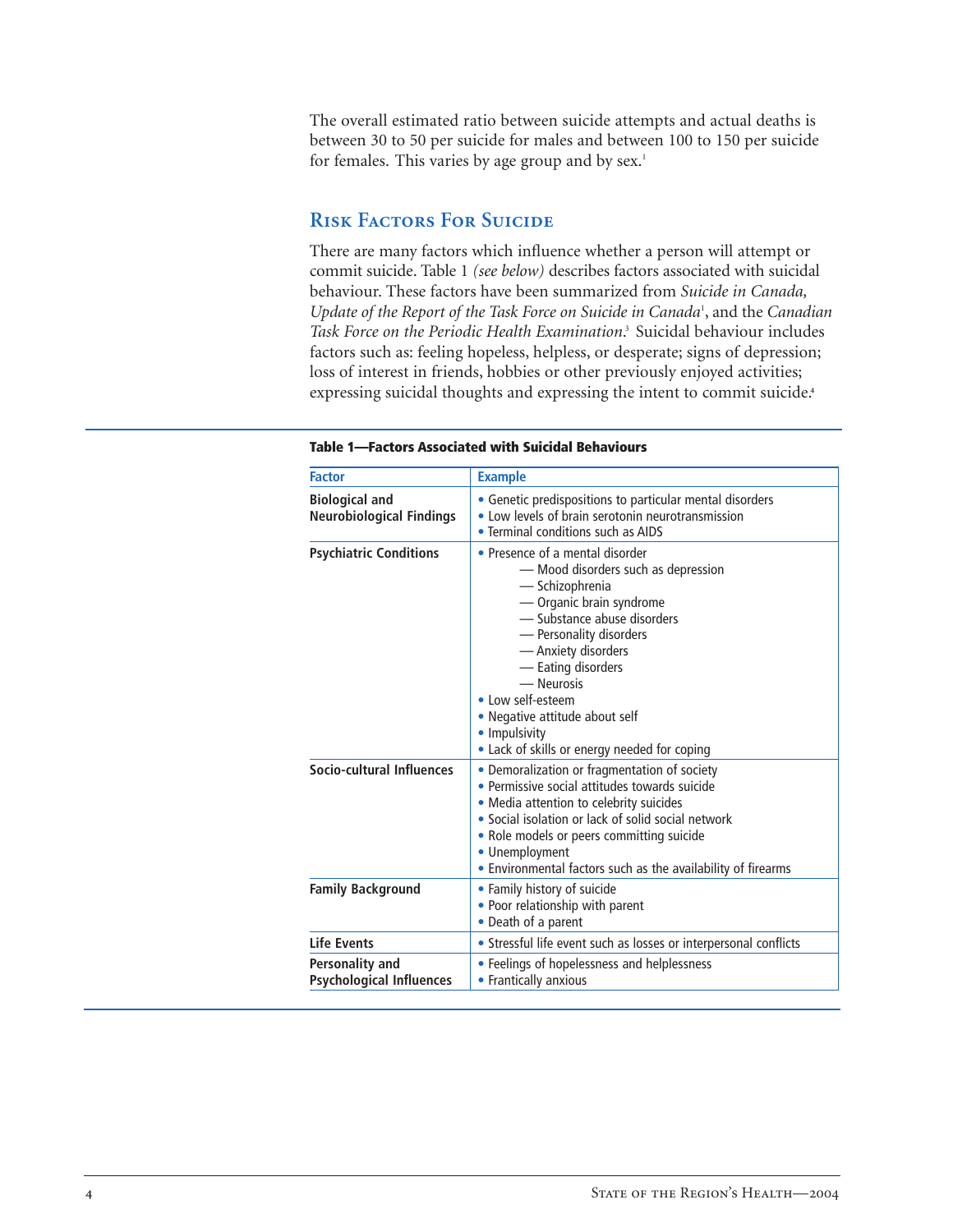The overall estimated ratio between suicide attempts and actual deaths is between 30 to 50 per suicide for males and between 100 to 150 per suicide for females. This varies by age group and by sex.[1]

## Risk Factors For Suicide

There are many factors which influence whether a person will attempt or commit suicide. Table 1 *(see below)* describes factors associated with suicidal behaviour. These factors have been summarized from *Suicide in Canada, Update of the Report of the Task Force on Suicide in Canada*[1], and the *Canadian Task Force on the Periodic Health Examination.*[3] Suicidal behaviour includes factors such as: feeling hopeless, helpless, or desperate; signs of depression; loss of interest in friends, hobbies or other previously enjoyed activities; expressing suicidal thoughts and expressing the intent to commit suicide.[4]

**Table 1—Factors Associated with Suicidal Behaviours**

| Factor | Example |
|---|---|
| **Biological and Neurobiological Findings** | • Genetic predispositions to particular mental disorders<br>• Low levels of brain serotonin neurotransmission<br>• Terminal conditions such as AIDS |
| **Psychiatric Conditions** | • Presence of a mental disorder<br>— Mood disorders such as depression<br>— Schizophrenia<br>— Organic brain syndrome<br>— Substance abuse disorders<br>— Personality disorders<br>— Anxiety disorders<br>— Eating disorders<br>— Neurosis<br>• Low self-esteem<br>• Negative attitude about self<br>• Impulsivity<br>• Lack of skills or energy needed for coping |
| **Socio-cultural Influences** | • Demoralization or fragmentation of society<br>• Permissive social attitudes towards suicide<br>• Media attention to celebrity suicides<br>• Social isolation or lack of solid social network<br>• Role models or peers committing suicide<br>• Unemployment<br>• Environmental factors such as the availability of firearms |
| **Family Background** | • Family history of suicide<br>• Poor relationship with parent<br>• Death of a parent |
| **Life Events** | • Stressful life event such as losses or interpersonal conflicts |
| **Personality and Psychological Influences** | • Feelings of hopelessness and helplessness<br>• Frantically anxious |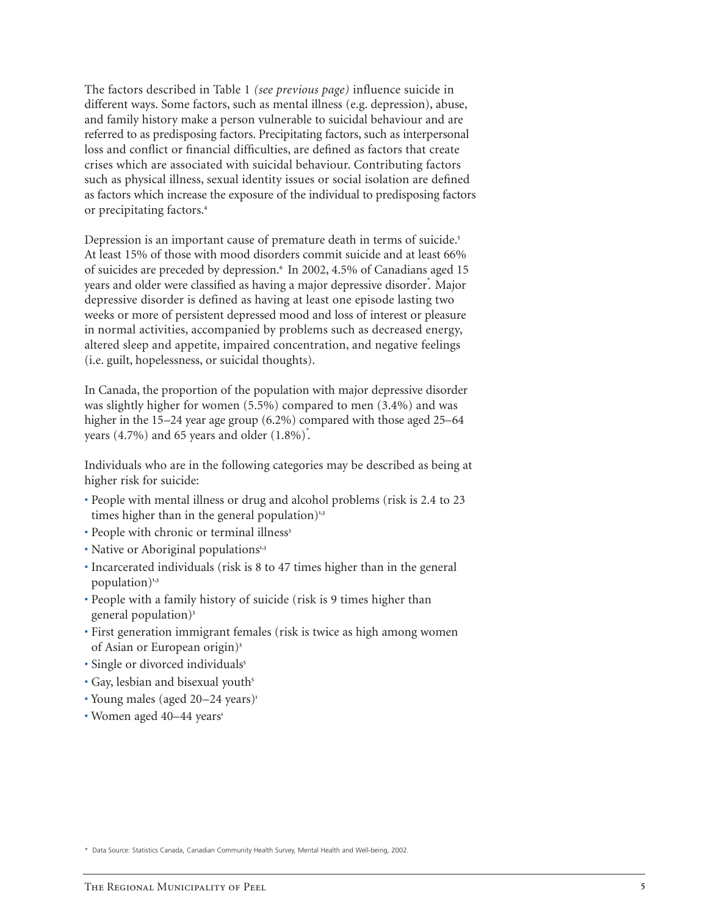The factors described in Table 1 *(see previous page)* influence suicide in different ways. Some factors, such as mental illness (e.g. depression), abuse, and family history make a person vulnerable to suicidal behaviour and are referred to as predisposing factors. Precipitating factors, such as interpersonal loss and conflict or financial difficulties, are defined as factors that create crises which are associated with suicidal behaviour. Contributing factors such as physical illness, sexual identity issues or social isolation are defined as factors which increase the exposure of the individual to predisposing factors or precipitating factors.[4]

Depression is an important cause of premature death in terms of suicide.[5] At least 15% of those with mood disorders commit suicide and at least 66% of suicides are preceded by depression.[6] In 2002, 4.5% of Canadians aged 15 years and older were classified as having a major depressive disorder*. Major depressive disorder is defined as having at least one episode lasting two weeks or more of persistent depressed mood and loss of interest or pleasure in normal activities, accompanied by problems such as decreased energy, altered sleep and appetite, impaired concentration, and negative feelings (i.e. guilt, hopelessness, or suicidal thoughts).

In Canada, the proportion of the population with major depressive disorder was slightly higher for women (5.5%) compared to men (3.4%) and was higher in the 15–24 year age group (6.2%) compared with those aged 25–64 years (4.7%) and 65 years and older (1.8%)*.

Individuals who are in the following categories may be described as being at higher risk for suicide:

- People with mental illness or drug and alcohol problems (risk is 2.4 to 23 times higher than in the general population)[1,3]
- People with chronic or terminal illness[3]
- Native or Aboriginal populations[1,3]
- Incarcerated individuals (risk is 8 to 47 times higher than in the general population)[1,3]
- People with a family history of suicide (risk is 9 times higher than general population)[3]
- First generation immigrant females (risk is twice as high among women of Asian or European origin)[3]
- Single or divorced individuals[5]
- Gay, lesbian and bisexual youth[5]
- Young males (aged 20–24 years)[1]
- Women aged 40–44 years[1]

\* Data Source: Statistics Canada, Canadian Community Health Survey, Mental Health and Well-being, 2002.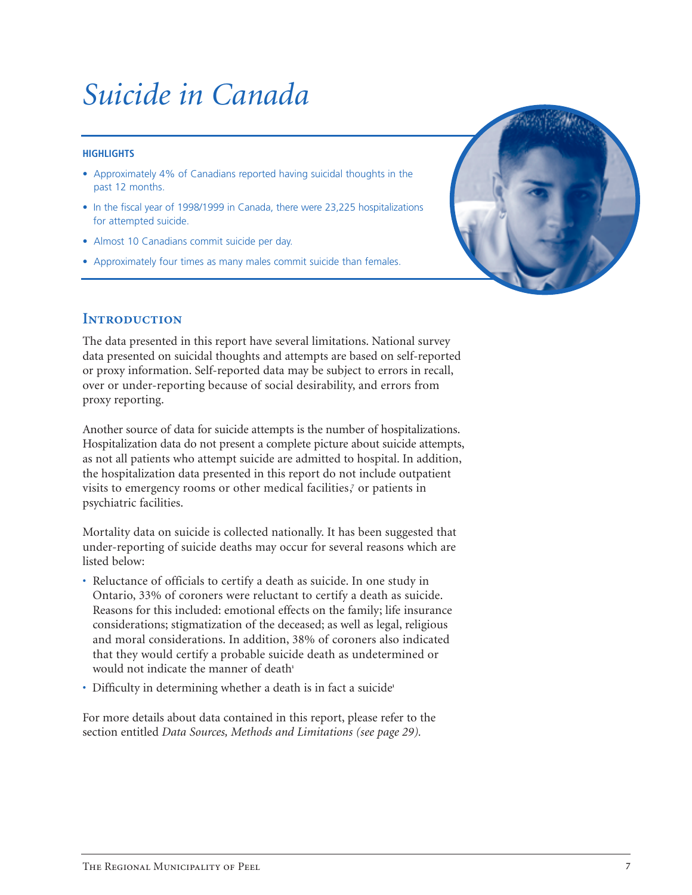# Suicide in Canada

**HIGHLIGHTS**

- Approximately 4% of Canadians reported having suicidal thoughts in the past 12 months.
- In the fiscal year of 1998/1999 in Canada, there were 23,225 hospitalizations for attempted suicide.
- Almost 10 Canadians commit suicide per day.
- Approximately four times as many males commit suicide than females.

## Introduction

The data presented in this report have several limitations. National survey data presented on suicidal thoughts and attempts are based on self-reported or proxy information. Self-reported data may be subject to errors in recall, over or under-reporting because of social desirability, and errors from proxy reporting.

Another source of data for suicide attempts is the number of hospitalizations. Hospitalization data do not present a complete picture about suicide attempts, as not all patients who attempt suicide are admitted to hospital. In addition, the hospitalization data presented in this report do not include outpatient visits to emergency rooms or other medical facilities,[7] or patients in psychiatric facilities.

Mortality data on suicide is collected nationally. It has been suggested that under-reporting of suicide deaths may occur for several reasons which are listed below:

- Reluctance of officials to certify a death as suicide. In one study in Ontario, 33% of coroners were reluctant to certify a death as suicide. Reasons for this included: emotional effects on the family; life insurance considerations; stigmatization of the deceased; as well as legal, religious and moral considerations. In addition, 38% of coroners also indicated that they would certify a probable suicide death as undetermined or would not indicate the manner of death[1]
- Difficulty in determining whether a death is in fact a suicide[1]

For more details about data contained in this report, please refer to the section entitled *Data Sources, Methods and Limitations (see page 29).*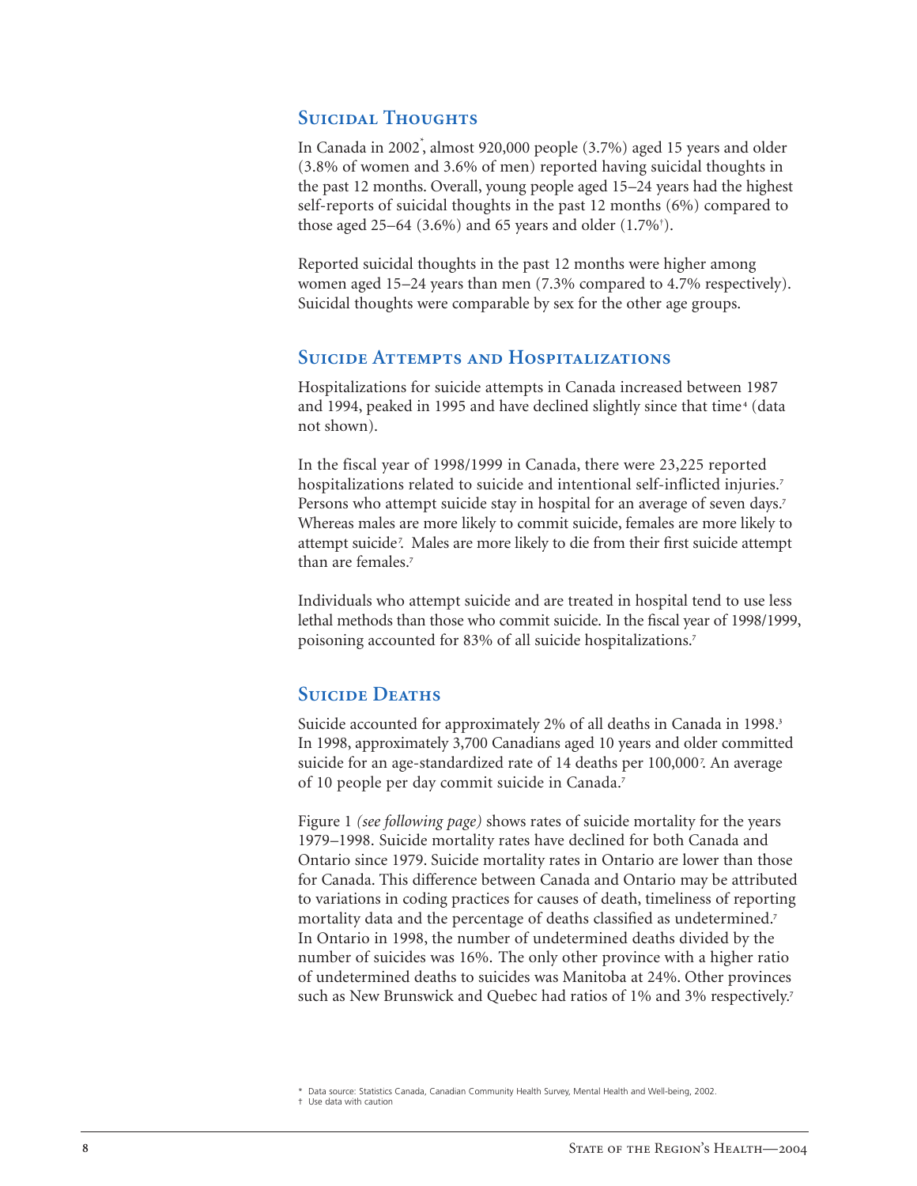## Suicidal Thoughts

In Canada in 2002*, almost 920,000 people (3.7%) aged 15 years and older (3.8% of women and 3.6% of men) reported having suicidal thoughts in the past 12 months. Overall, young people aged 15–24 years had the highest self-reports of suicidal thoughts in the past 12 months (6%) compared to those aged 25–64 (3.6%) and 65 years and older (1.7%†).

Reported suicidal thoughts in the past 12 months were higher among women aged 15–24 years than men (7.3% compared to 4.7% respectively). Suicidal thoughts were comparable by sex for the other age groups.

## Suicide Attempts and Hospitalizations

Hospitalizations for suicide attempts in Canada increased between 1987 and 1994, peaked in 1995 and have declined slightly since that time[4] (data not shown).

In the fiscal year of 1998/1999 in Canada, there were 23,225 reported hospitalizations related to suicide and intentional self-inflicted injuries.[7] Persons who attempt suicide stay in hospital for an average of seven days.[7] Whereas males are more likely to commit suicide, females are more likely to attempt suicide[7]. Males are more likely to die from their first suicide attempt than are females.[7]

Individuals who attempt suicide and are treated in hospital tend to use less lethal methods than those who commit suicide. In the fiscal year of 1998/1999, poisoning accounted for 83% of all suicide hospitalizations.[7]

## Suicide Deaths

Suicide accounted for approximately 2% of all deaths in Canada in 1998.[3] In 1998, approximately 3,700 Canadians aged 10 years and older committed suicide for an age-standardized rate of 14 deaths per 100,000[7]. An average of 10 people per day commit suicide in Canada.[7]

Figure 1 *(see following page)* shows rates of suicide mortality for the years 1979–1998. Suicide mortality rates have declined for both Canada and Ontario since 1979. Suicide mortality rates in Ontario are lower than those for Canada. This difference between Canada and Ontario may be attributed to variations in coding practices for causes of death, timeliness of reporting mortality data and the percentage of deaths classified as undetermined.[7] In Ontario in 1998, the number of undetermined deaths divided by the number of suicides was 16%. The only other province with a higher ratio of undetermined deaths to suicides was Manitoba at 24%. Other provinces such as New Brunswick and Quebec had ratios of 1% and 3% respectively.[7]

\* Data source: Statistics Canada, Canadian Community Health Survey, Mental Health and Well-being, 2002.
† Use data with caution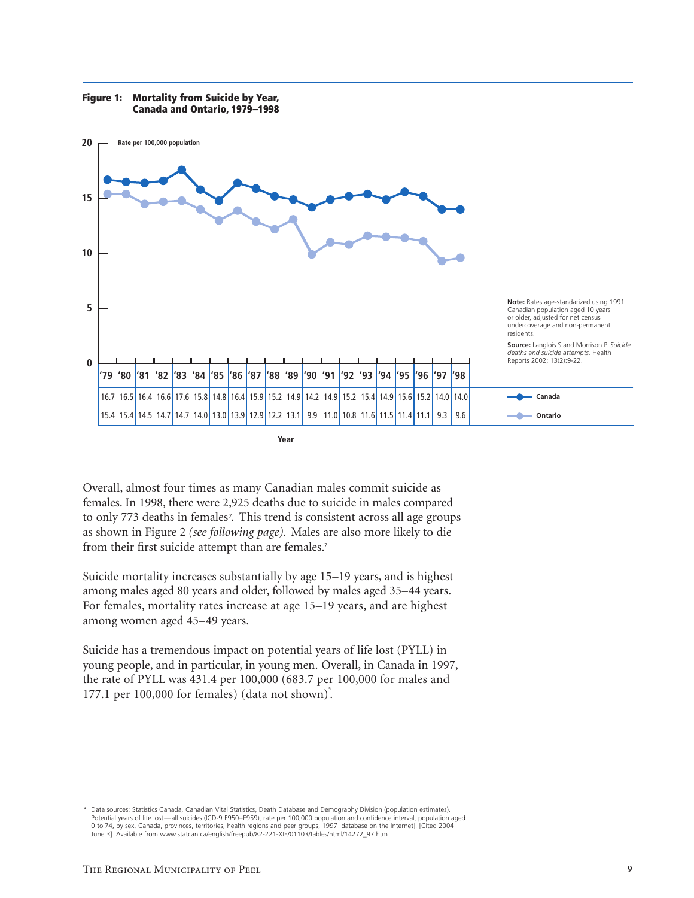**Figure 1: Mortality from Suicide by Year, Canada and Ontario, 1979–1998**

Rate per 100,000 population

| Year | '79 | '80 | '81 | '82 | '83 | '84 | '85 | '86 | '87 | '88 | '89 | '90 | '91 | '92 | '93 | '94 | '95 | '96 | '97 | '98 |
|---|---|---|---|---|---|---|---|---|---|---|---|---|---|---|---|---|---|---|---|---|
| Canada | 16.7 | 16.5 | 16.4 | 16.6 | 17.6 | 15.8 | 14.8 | 16.4 | 15.9 | 15.2 | 14.9 | 14.2 | 14.9 | 15.2 | 15.4 | 14.9 | 15.6 | 15.2 | 14.0 | 14.0 |
| Ontario | 15.4 | 15.4 | 14.5 | 14.7 | 14.7 | 14.0 | 13.0 | 13.9 | 12.9 | 12.2 | 13.1 | 9.9 | 11.0 | 10.8 | 11.6 | 11.5 | 11.4 | 11.1 | 9.3 | 9.6 |

**Note:** Rates age-standarized using 1991 Canadian population aged 10 years or older, adjusted for net census undercoverage and non-permanent residents.

**Source:** Langlois S and Morrison P. *Suicide deaths and suicide attempts.* Health Reports 2002; 13(2):9-22.

Overall, almost four times as many Canadian males commit suicide as females. In 1998, there were 2,925 deaths due to suicide in males compared to only 773 deaths in females[7]. This trend is consistent across all age groups as shown in Figure 2 *(see following page)*. Males are also more likely to die from their first suicide attempt than are females.[7]

Suicide mortality increases substantially by age 15–19 years, and is highest among males aged 80 years and older, followed by males aged 35–44 years. For females, mortality rates increase at age 15–19 years, and are highest among women aged 45–49 years.

Suicide has a tremendous impact on potential years of life lost (PYLL) in young people, and in particular, in young men. Overall, in Canada in 1997, the rate of PYLL was 431.4 per 100,000 (683.7 per 100,000 for males and 177.1 per 100,000 for females) (data not shown)*.

\* Data sources: Statistics Canada, Canadian Vital Statistics, Death Database and Demography Division (population estimates). Potential years of life lost—all suicides (ICD-9 E950–E959), rate per 100,000 population and confidence interval, population aged 0 to 74, by sex, Canada, provinces, territories, health regions and peer groups, 1997 [database on the Internet]. [Cited 2004 June 3]. Available from www.statcan.ca/english/freepub/82-221-XIE/01103/tables/html/14272_97.htm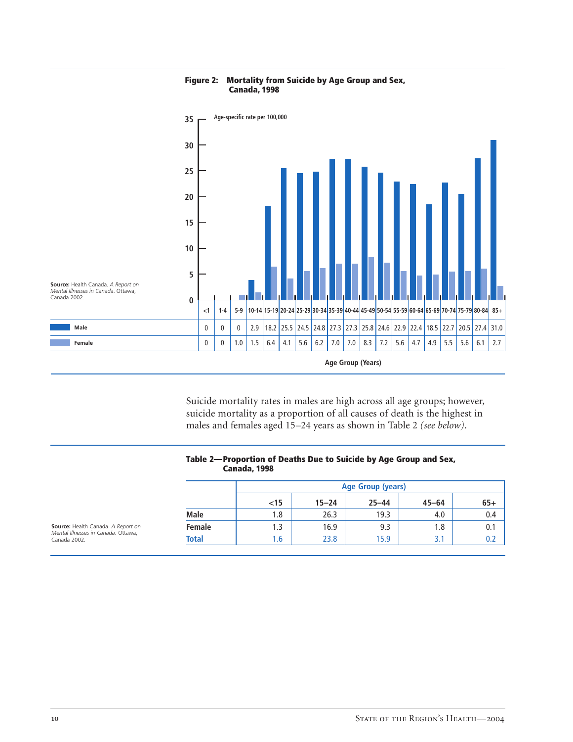**Figure 2: Mortality from Suicide by Age Group and Sex, Canada, 1998**

Age-specific rate per 100,000

| | <1 | 1-4 | 5-9 | 10-14 | 15-19 | 20-24 | 25-29 | 30-34 | 35-39 | 40-44 | 45-49 | 50-54 | 55-59 | 60-64 | 65-69 | 70-74 | 75-79 | 80-84 | 85+ |
|---|---|---|---|---|---|---|---|---|---|---|---|---|---|---|---|---|---|---|---|
| Male | 0 | 0 | 0 | 2.9 | 18.2 | 25.5 | 24.5 | 24.8 | 27.3 | 27.3 | 25.8 | 24.6 | 22.9 | 22.4 | 18.5 | 22.7 | 20.5 | 27.4 | 31.0 |
| Female | 0 | 0 | 1.0 | 1.5 | 6.4 | 4.1 | 5.6 | 6.2 | 7.0 | 7.0 | 8.3 | 7.2 | 5.6 | 4.7 | 4.9 | 5.5 | 5.6 | 6.1 | 2.7 |

Age Group (Years)

**Source:** Health Canada. *A Report on Mental Illnesses in Canada*. Ottawa, Canada 2002.

Suicide mortality rates in males are high across all age groups; however, suicide mortality as a proportion of all causes of death is the highest in males and females aged 15–24 years as shown in Table 2 *(see below)*.

**Table 2—Proportion of Deaths Due to Suicide by Age Group and Sex, Canada, 1998**

| | Age Group (years) | | | | |
|---|---|---|---|---|---|
| | <15 | 15–24 | 25–44 | 45–64 | 65+ |
| **Male** | 1.8 | 26.3 | 19.3 | 4.0 | 0.4 |
| **Female** | 1.3 | 16.9 | 9.3 | 1.8 | 0.1 |
| **Total** | 1.6 | 23.8 | 15.9 | 3.1 | 0.2 |

**Source:** Health Canada. *A Report on Mental Illnesses in Canada*. Ottawa, Canada 2002.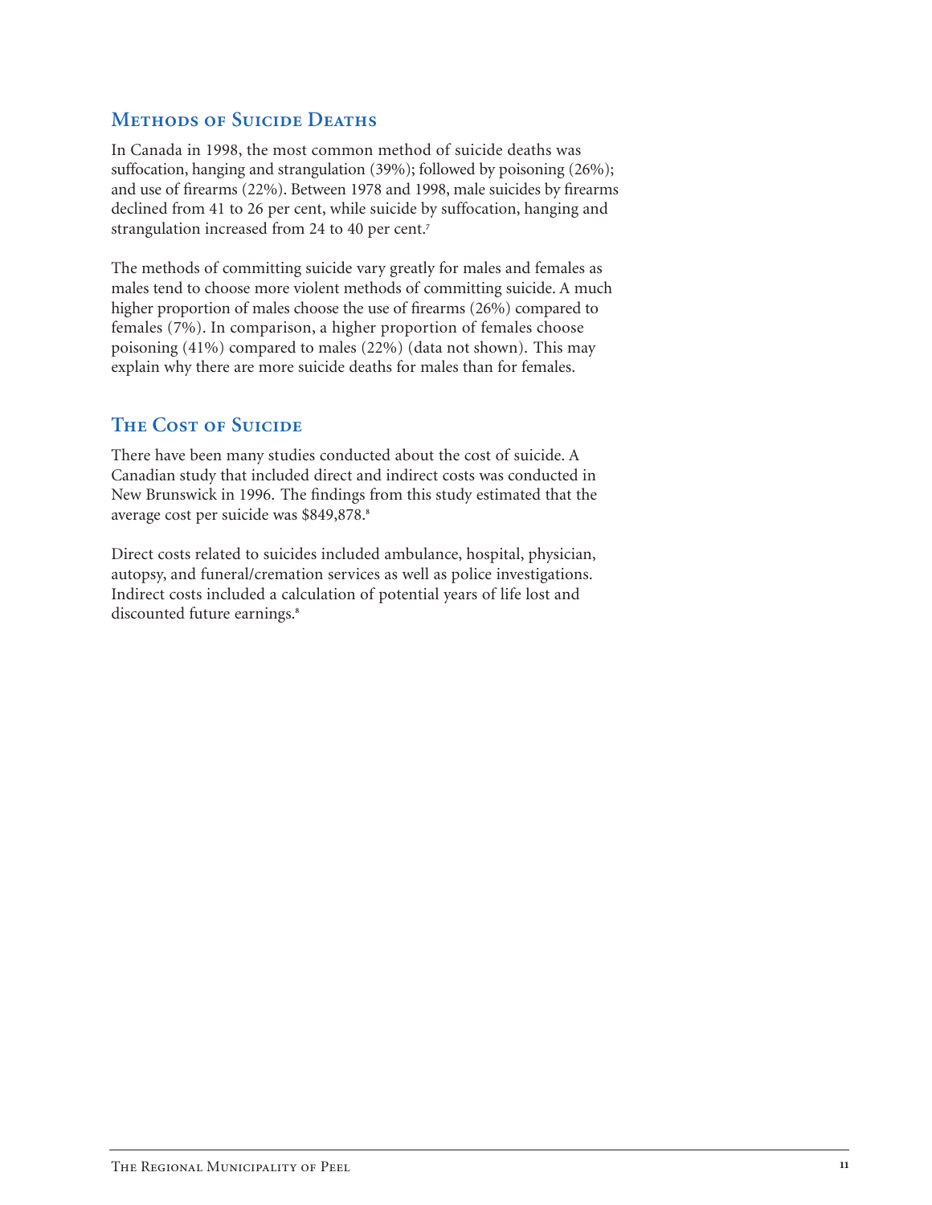## Methods of Suicide Deaths

In Canada in 1998, the most common method of suicide deaths was suffocation, hanging and strangulation (39%); followed by poisoning (26%); and use of firearms (22%). Between 1978 and 1998, male suicides by firearms declined from 41 to 26 per cent, while suicide by suffocation, hanging and strangulation increased from 24 to 40 per cent.[7]

The methods of committing suicide vary greatly for males and females as males tend to choose more violent methods of committing suicide. A much higher proportion of males choose the use of firearms (26%) compared to females (7%). In comparison, a higher proportion of females choose poisoning (41%) compared to males (22%) (data not shown). This may explain why there are more suicide deaths for males than for females.

## The Cost of Suicide

There have been many studies conducted about the cost of suicide. A Canadian study that included direct and indirect costs was conducted in New Brunswick in 1996. The findings from this study estimated that the average cost per suicide was $849,878.[8]

Direct costs related to suicides included ambulance, hospital, physician, autopsy, and funeral/cremation services as well as police investigations. Indirect costs included a calculation of potential years of life lost and discounted future earnings.[8]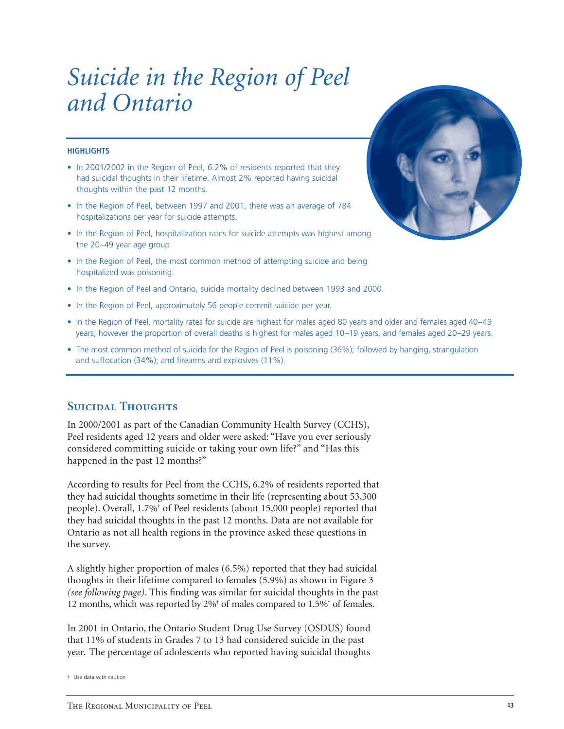# Suicide in the Region of Peel and Ontario

**HIGHLIGHTS**

- In 2001/2002 in the Region of Peel, 6.2% of residents reported that they had suicidal thoughts in their lifetime. Almost 2% reported having suicidal thoughts within the past 12 months.
- In the Region of Peel, between 1997 and 2001, there was an average of 784 hospitalizations per year for suicide attempts.
- In the Region of Peel, hospitalization rates for suicide attempts was highest among the 20–49 year age group.
- In the Region of Peel, the most common method of attempting suicide and being hospitalized was poisoning.
- In the Region of Peel and Ontario, suicide mortality declined between 1993 and 2000.
- In the Region of Peel, approximately 56 people commit suicide per year.
- In the Region of Peel, mortality rates for suicide are highest for males aged 80 years and older and females aged 40–49 years; however the proportion of overall deaths is highest for males aged 10–19 years, and females aged 20–29 years.
- The most common method of suicide for the Region of Peel is poisoning (36%); followed by hanging, strangulation and suffocation (34%); and firearms and explosives (11%).

## Suicidal Thoughts

In 2000/2001 as part of the Canadian Community Health Survey (CCHS), Peel residents aged 12 years and older were asked: "Have you ever seriously considered committing suicide or taking your own life?" and "Has this happened in the past 12 months?"

According to results for Peel from the CCHS, 6.2% of residents reported that they had suicidal thoughts sometime in their life (representing about 53,300 people). Overall, 1.7%† of Peel residents (about 15,000 people) reported that they had suicidal thoughts in the past 12 months. Data are not available for Ontario as not all health regions in the province asked these questions in the survey.

A slightly higher proportion of males (6.5%) reported that they had suicidal thoughts in their lifetime compared to females (5.9%) as shown in Figure 3 *(see following page)*. This finding was similar for suicidal thoughts in the past 12 months, which was reported by 2%† of males compared to 1.5%† of females.

In 2001 in Ontario, the Ontario Student Drug Use Survey (OSDUS) found that 11% of students in Grades 7 to 13 had considered suicide in the past year. The percentage of adolescents who reported having suicidal thoughts

† Use data with caution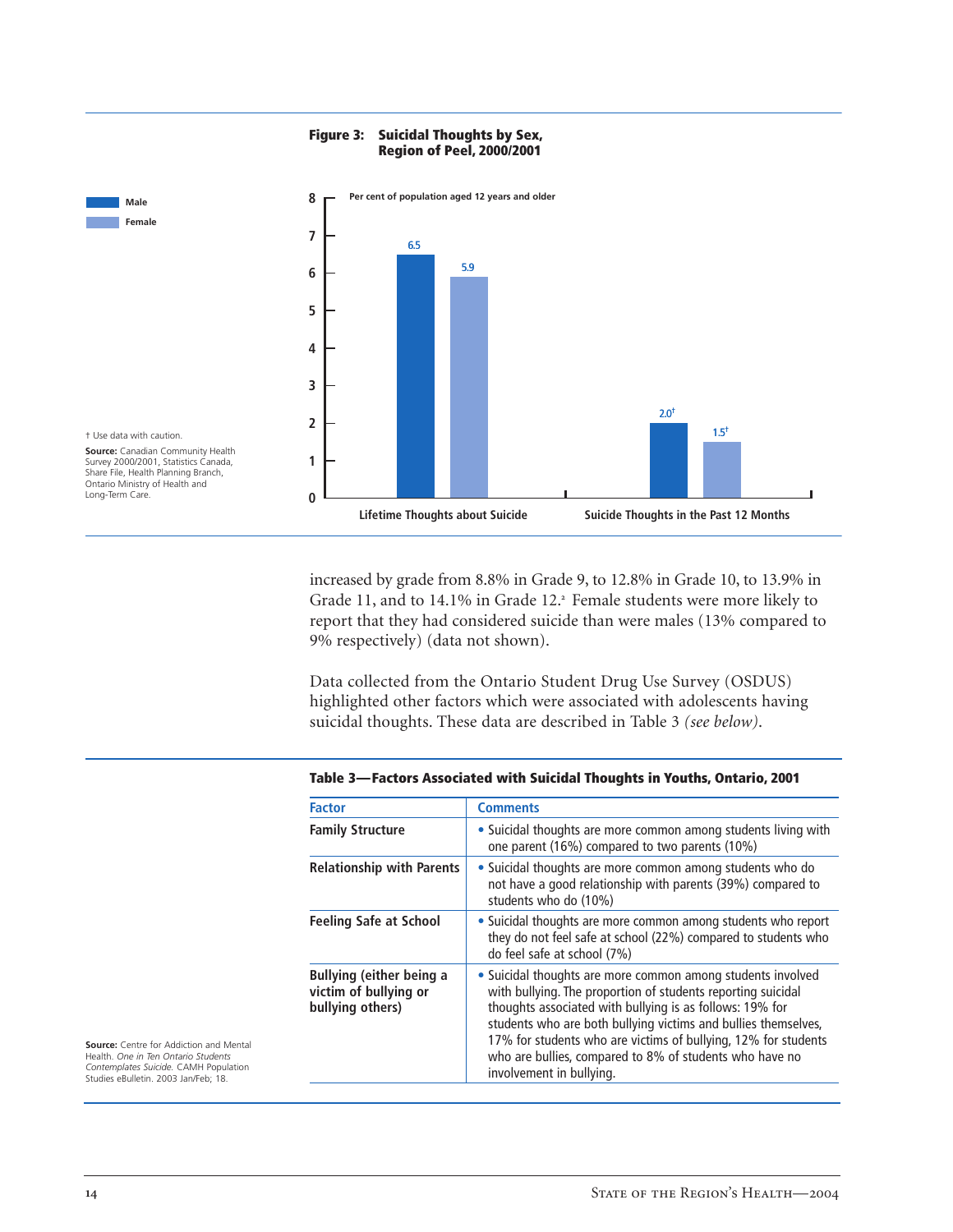**Figure 3: Suicidal Thoughts by Sex, Region of Peel, 2000/2001**

Per cent of population aged 12 years and older

| | Male | Female |
|---|---|---|
| Lifetime Thoughts about Suicide | 6.5 | 5.9 |
| Suicide Thoughts in the Past 12 Months | 2.0† | 1.5† |

† Use data with caution.

**Source:** Canadian Community Health Survey 2000/2001, Statistics Canada, Share File, Health Planning Branch, Ontario Ministry of Health and Long-Term Care.

increased by grade from 8.8% in Grade 9, to 12.8% in Grade 10, to 13.9% in Grade 11, and to 14.1% in Grade 12.[2] Female students were more likely to report that they had considered suicide than were males (13% compared to 9% respectively) (data not shown).

Data collected from the Ontario Student Drug Use Survey (OSDUS) highlighted other factors which were associated with adolescents having suicidal thoughts. These data are described in Table 3 *(see below)*.

**Table 3—Factors Associated with Suicidal Thoughts in Youths, Ontario, 2001**

| Factor | Comments |
|---|---|
| **Family Structure** | • Suicidal thoughts are more common among students living with one parent (16%) compared to two parents (10%) |
| **Relationship with Parents** | • Suicidal thoughts are more common among students who do not have a good relationship with parents (39%) compared to students who do (10%) |
| **Feeling Safe at School** | • Suicidal thoughts are more common among students who report they do not feel safe at school (22%) compared to students who do feel safe at school (7%) |
| **Bullying (either being a victim of bullying or bullying others)** | • Suicidal thoughts are more common among students involved with bullying. The proportion of students reporting suicidal thoughts associated with bullying is as follows: 19% for students who are both bullying victims and bullies themselves, 17% for students who are victims of bullying, 12% for students who are bullies, compared to 8% of students who have no involvement in bullying. |

**Source:** Centre for Addiction and Mental Health. *One in Ten Ontario Students Contemplates Suicide.* CAMH Population Studies eBulletin. 2003 Jan/Feb; 18.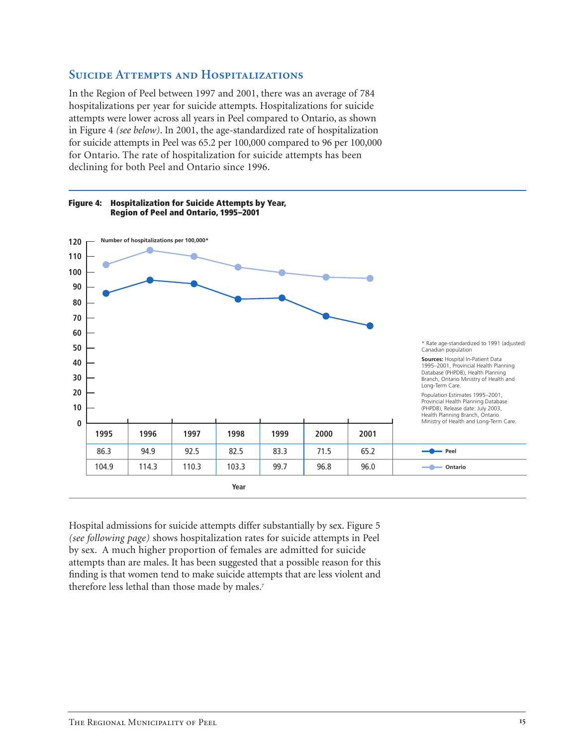## Suicide Attempts and Hospitalizations

In the Region of Peel between 1997 and 2001, there was an average of 784 hospitalizations per year for suicide attempts. Hospitalizations for suicide attempts were lower across all years in Peel compared to Ontario, as shown in Figure 4 *(see below)*. In 2001, the age-standardized rate of hospitalization for suicide attempts in Peel was 65.2 per 100,000 compared to 96 per 100,000 for Ontario. The rate of hospitalization for suicide attempts has been declining for both Peel and Ontario since 1996.

**Figure 4: Hospitalization for Suicide Attempts by Year, Region of Peel and Ontario, 1995–2001**

Number of hospitalizations per 100,000*

| Year | 1995 | 1996 | 1997 | 1998 | 1999 | 2000 | 2001 |
|---|---|---|---|---|---|---|---|
| Peel | 86.3 | 94.9 | 92.5 | 82.5 | 83.3 | 71.5 | 65.2 |
| Ontario | 104.9 | 114.3 | 110.3 | 103.3 | 99.7 | 96.8 | 96.0 |

\* Rate age-standardized to 1991 (adjusted) Canadian population

**Sources:** Hospital In-Patient Data 1995–2001, Provincial Health Planning Database (PHPDB), Health Planning Branch, Ontario Ministry of Health and Long-Term Care.

Population Estimates 1995–2001, Provincial Health Planning Database (PHPDB), Release date: July 2003, Health Planning Branch, Ontario Ministry of Health and Long-Term Care.

Hospital admissions for suicide attempts differ substantially by sex. Figure 5 *(see following page)* shows hospitalization rates for suicide attempts in Peel by sex. A much higher proportion of females are admitted for suicide attempts than are males. It has been suggested that a possible reason for this finding is that women tend to make suicide attempts that are less violent and therefore less lethal than those made by males.[7]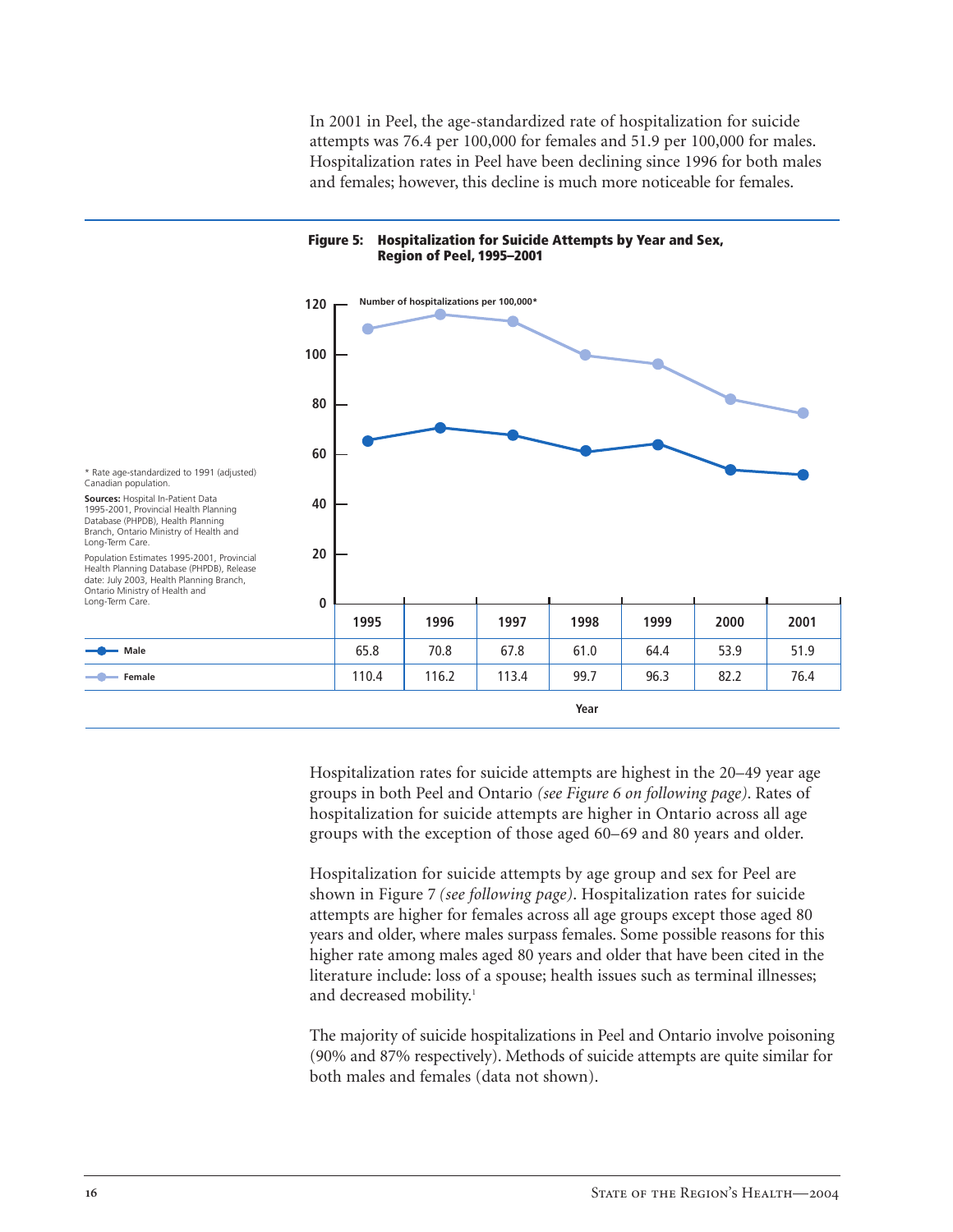In 2001 in Peel, the age-standardized rate of hospitalization for suicide attempts was 76.4 per 100,000 for females and 51.9 per 100,000 for males. Hospitalization rates in Peel have been declining since 1996 for both males and females; however, this decline is much more noticeable for females.

**Figure 5: Hospitalization for Suicide Attempts by Year and Sex, Region of Peel, 1995–2001**

Number of hospitalizations per 100,000*

| Year | 1995 | 1996 | 1997 | 1998 | 1999 | 2000 | 2001 |
|---|---|---|---|---|---|---|---|
| Male | 65.8 | 70.8 | 67.8 | 61.0 | 64.4 | 53.9 | 51.9 |
| Female | 110.4 | 116.2 | 113.4 | 99.7 | 96.3 | 82.2 | 76.4 |

\* Rate age-standardized to 1991 (adjusted) Canadian population.

**Sources:** Hospital In-Patient Data 1995-2001, Provincial Health Planning Database (PHPDB), Health Planning Branch, Ontario Ministry of Health and Long-Term Care.

Population Estimates 1995-2001, Provincial Health Planning Database (PHPDB), Release date: July 2003, Health Planning Branch, Ontario Ministry of Health and Long-Term Care.

Hospitalization rates for suicide attempts are highest in the 20–49 year age groups in both Peel and Ontario *(see Figure 6 on following page)*. Rates of hospitalization for suicide attempts are higher in Ontario across all age groups with the exception of those aged 60–69 and 80 years and older.

Hospitalization for suicide attempts by age group and sex for Peel are shown in Figure 7 *(see following page)*. Hospitalization rates for suicide attempts are higher for females across all age groups except those aged 80 years and older, where males surpass females. Some possible reasons for this higher rate among males aged 80 years and older that have been cited in the literature include: loss of a spouse; health issues such as terminal illnesses; and decreased mobility.[1]

The majority of suicide hospitalizations in Peel and Ontario involve poisoning (90% and 87% respectively). Methods of suicide attempts are quite similar for both males and females (data not shown).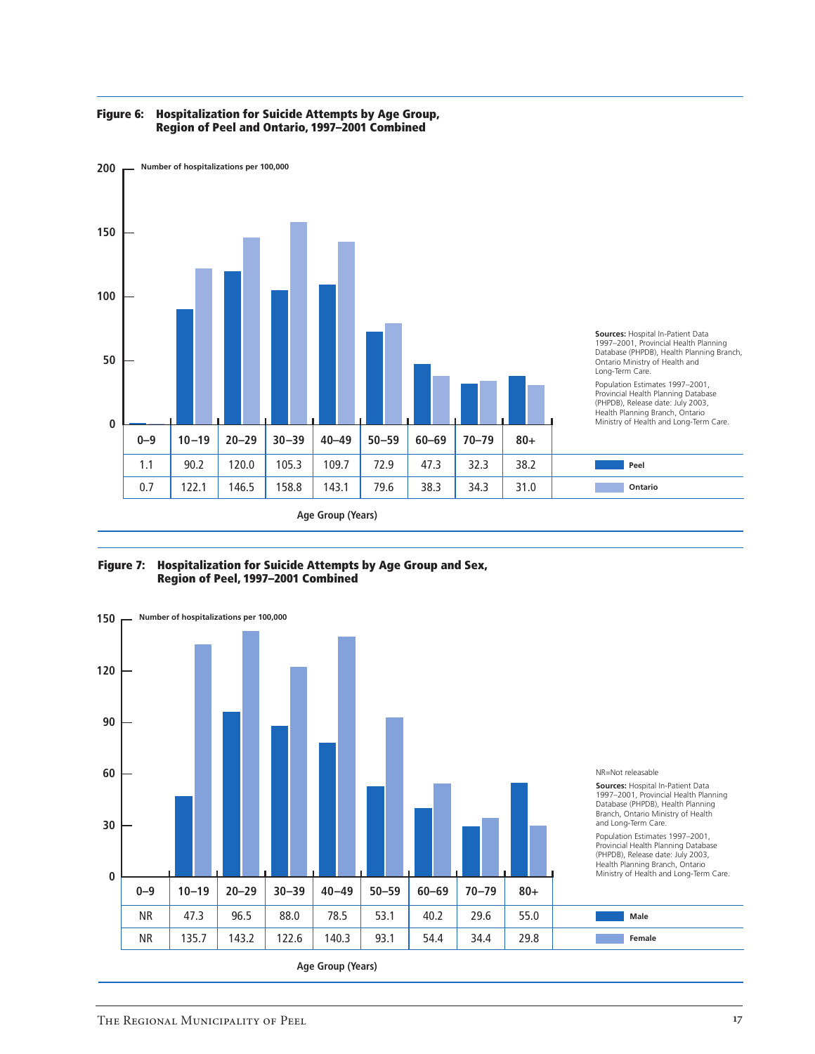**Figure 6: Hospitalization for Suicide Attempts by Age Group, Region of Peel and Ontario, 1997–2001 Combined**

Number of hospitalizations per 100,000

| Age Group (Years) | 0–9 | 10–19 | 20–29 | 30–39 | 40–49 | 50–59 | 60–69 | 70–79 | 80+ |
|---|---|---|---|---|---|---|---|---|---|
| Peel | 1.1 | 90.2 | 120.0 | 105.3 | 109.7 | 72.9 | 47.3 | 32.3 | 38.2 |
| Ontario | 0.7 | 122.1 | 146.5 | 158.8 | 143.1 | 79.6 | 38.3 | 34.3 | 31.0 |

**Sources:** Hospital In-Patient Data 1997–2001, Provincial Health Planning Database (PHPDB), Health Planning Branch, Ontario Ministry of Health and Long-Term Care.

Population Estimates 1997–2001, Provincial Health Planning Database (PHPDB), Release date: July 2003, Health Planning Branch, Ontario Ministry of Health and Long-Term Care.

**Figure 7: Hospitalization for Suicide Attempts by Age Group and Sex, Region of Peel, 1997–2001 Combined**

Number of hospitalizations per 100,000

| Age Group (Years) | 0–9 | 10–19 | 20–29 | 30–39 | 40–49 | 50–59 | 60–69 | 70–79 | 80+ |
|---|---|---|---|---|---|---|---|---|---|
| Male | NR | 47.3 | 96.5 | 88.0 | 78.5 | 53.1 | 40.2 | 29.6 | 55.0 |
| Female | NR | 135.7 | 143.2 | 122.6 | 140.3 | 93.1 | 54.4 | 34.4 | 29.8 |

NR=Not releasable

**Sources:** Hospital In-Patient Data 1997–2001, Provincial Health Planning Database (PHPDB), Health Planning Branch, Ontario Ministry of Health and Long-Term Care.

Population Estimates 1997–2001, Provincial Health Planning Database (PHPDB), Release date: July 2003, Health Planning Branch, Ontario Ministry of Health and Long-Term Care.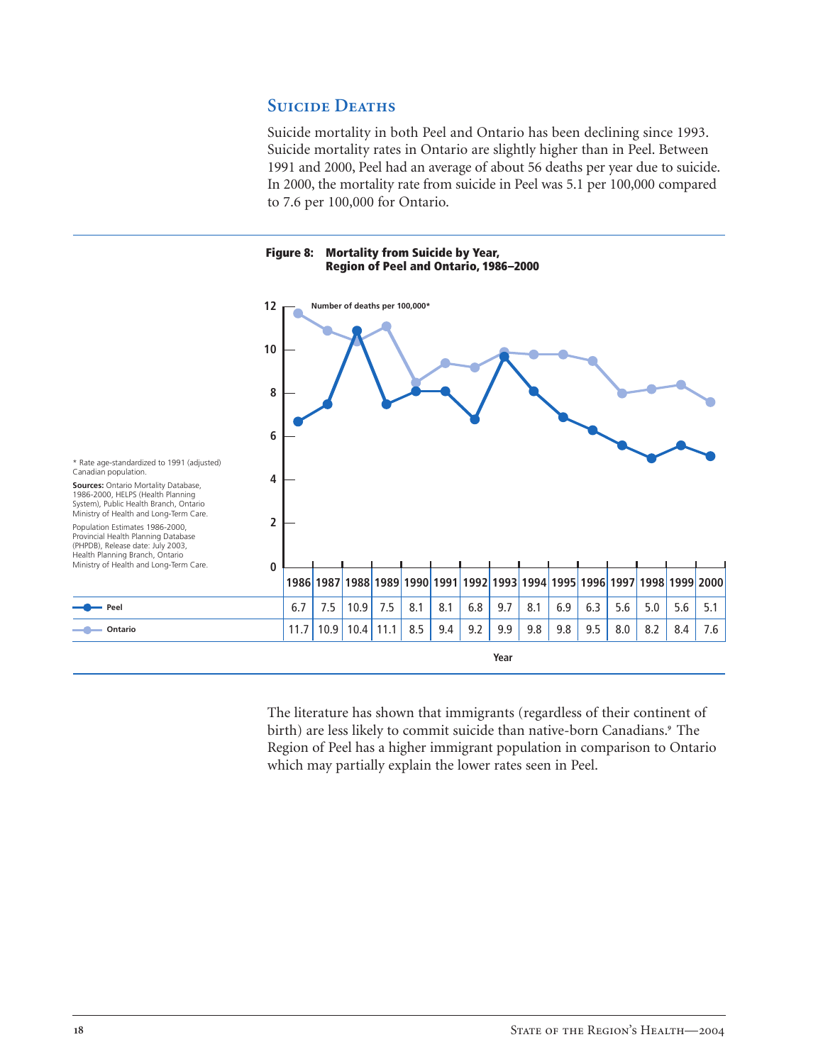## Suicide Deaths

Suicide mortality in both Peel and Ontario has been declining since 1993. Suicide mortality rates in Ontario are slightly higher than in Peel. Between 1991 and 2000, Peel had an average of about 56 deaths per year due to suicide. In 2000, the mortality rate from suicide in Peel was 5.1 per 100,000 compared to 7.6 per 100,000 for Ontario.

**Figure 8: Mortality from Suicide by Year, Region of Peel and Ontario, 1986–2000**

Number of deaths per 100,000*

| | 1986 | 1987 | 1988 | 1989 | 1990 | 1991 | 1992 | 1993 | 1994 | 1995 | 1996 | 1997 | 1998 | 1999 | 2000 |
|---|---|---|---|---|---|---|---|---|---|---|---|---|---|---|---|
| Peel | 6.7 | 7.5 | 10.9 | 7.5 | 8.1 | 8.1 | 6.8 | 9.7 | 8.1 | 6.9 | 6.3 | 5.6 | 5.0 | 5.6 | 5.1 |
| Ontario | 11.7 | 10.9 | 10.4 | 11.1 | 8.5 | 9.4 | 9.2 | 9.9 | 9.8 | 9.8 | 9.5 | 8.0 | 8.2 | 8.4 | 7.6 |

Year

\* Rate age-standardized to 1991 (adjusted) Canadian population.

**Sources:** Ontario Mortality Database, 1986-2000, HELPS (Health Planning System), Public Health Branch, Ontario Ministry of Health and Long-Term Care.

Population Estimates 1986-2000, Provincial Health Planning Database (PHPDB), Release date: July 2003, Health Planning Branch, Ontario Ministry of Health and Long-Term Care.

The literature has shown that immigrants (regardless of their continent of birth) are less likely to commit suicide than native-born Canadians.[9] The Region of Peel has a higher immigrant population in comparison to Ontario which may partially explain the lower rates seen in Peel.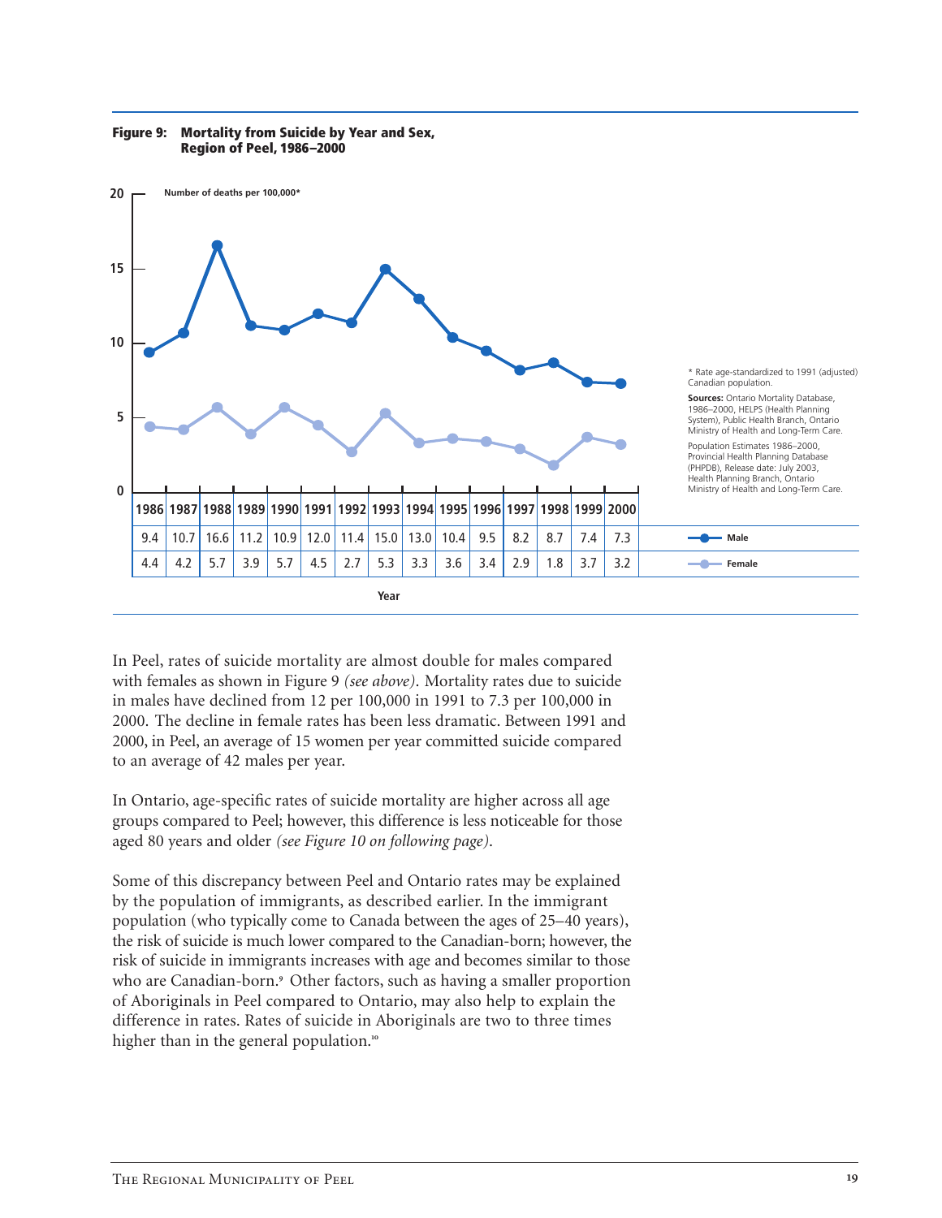**Figure 9: Mortality from Suicide by Year and Sex, Region of Peel, 1986–2000**

Number of deaths per 100,000*

| Year | 1986 | 1987 | 1988 | 1989 | 1990 | 1991 | 1992 | 1993 | 1994 | 1995 | 1996 | 1997 | 1998 | 1999 | 2000 |
|---|---|---|---|---|---|---|---|---|---|---|---|---|---|---|---|
| Male | 9.4 | 10.7 | 16.6 | 11.2 | 10.9 | 12.0 | 11.4 | 15.0 | 13.0 | 10.4 | 9.5 | 8.2 | 8.7 | 7.4 | 7.3 |
| Female | 4.4 | 4.2 | 5.7 | 3.9 | 5.7 | 4.5 | 2.7 | 5.3 | 3.3 | 3.6 | 3.4 | 2.9 | 1.8 | 3.7 | 3.2 |

\* Rate age-standardized to 1991 (adjusted) Canadian population.

**Sources:** Ontario Mortality Database, 1986–2000, HELPS (Health Planning System), Public Health Branch, Ontario Ministry of Health and Long-Term Care.

Population Estimates 1986–2000, Provincial Health Planning Database (PHPDB), Release date: July 2003, Health Planning Branch, Ontario Ministry of Health and Long-Term Care.

In Peel, rates of suicide mortality are almost double for males compared with females as shown in Figure 9 *(see above)*. Mortality rates due to suicide in males have declined from 12 per 100,000 in 1991 to 7.3 per 100,000 in 2000. The decline in female rates has been less dramatic. Between 1991 and 2000, in Peel, an average of 15 women per year committed suicide compared to an average of 42 males per year.

In Ontario, age-specific rates of suicide mortality are higher across all age groups compared to Peel; however, this difference is less noticeable for those aged 80 years and older *(see Figure 10 on following page)*.

Some of this discrepancy between Peel and Ontario rates may be explained by the population of immigrants, as described earlier. In the immigrant population (who typically come to Canada between the ages of 25–40 years), the risk of suicide is much lower compared to the Canadian-born; however, the risk of suicide in immigrants increases with age and becomes similar to those who are Canadian-born.[9] Other factors, such as having a smaller proportion of Aboriginals in Peel compared to Ontario, may also help to explain the difference in rates. Rates of suicide in Aboriginals are two to three times higher than in the general population.[10]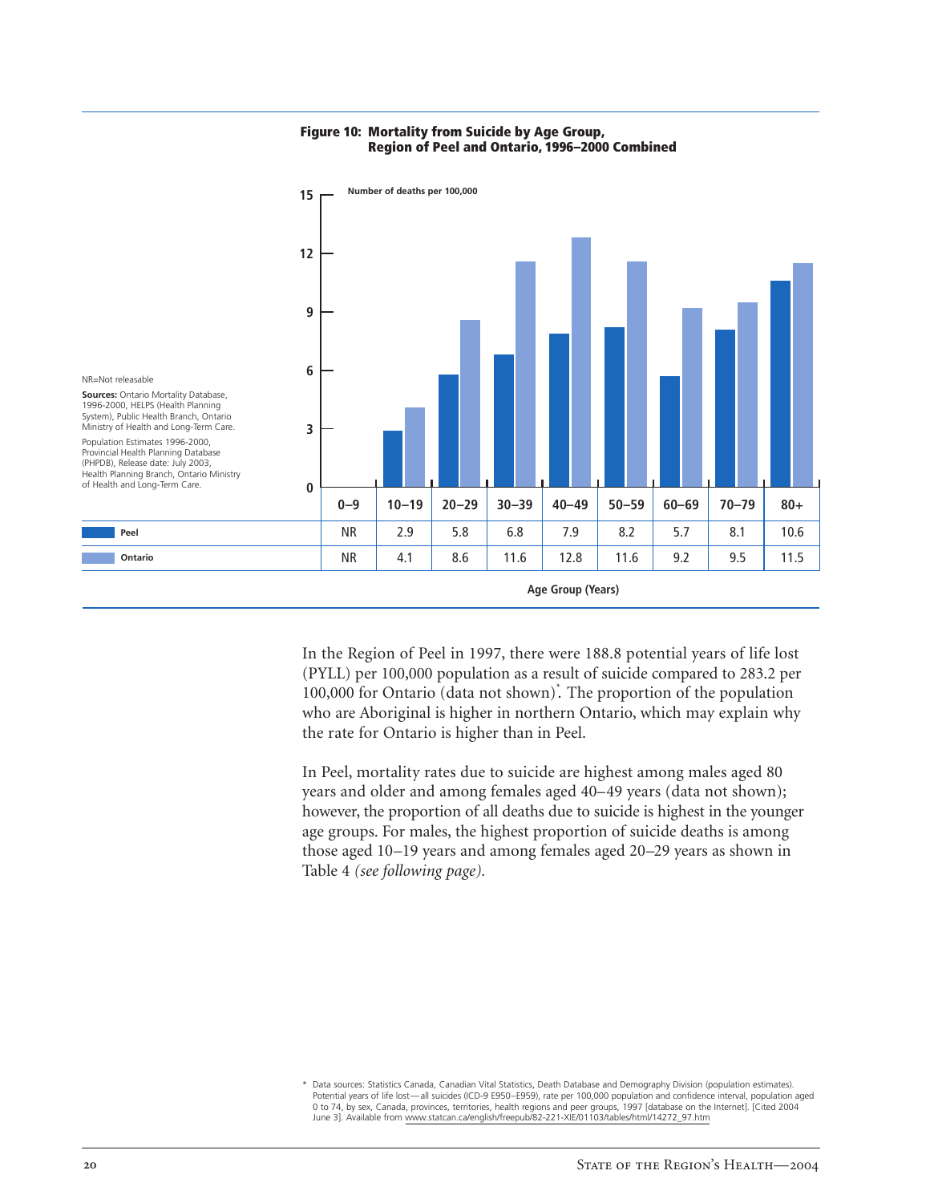**Figure 10: Mortality from Suicide by Age Group, Region of Peel and Ontario, 1996–2000 Combined**

Number of deaths per 100,000

| | 0–9 | 10–19 | 20–29 | 30–39 | 40–49 | 50–59 | 60–69 | 70–79 | 80+ |
|---|---|---|---|---|---|---|---|---|---|
| Peel | NR | 2.9 | 5.8 | 6.8 | 7.9 | 8.2 | 5.7 | 8.1 | 10.6 |
| Ontario | NR | 4.1 | 8.6 | 11.6 | 12.8 | 11.6 | 9.2 | 9.5 | 11.5 |

Age Group (Years)

NR=Not releasable

**Sources:** Ontario Mortality Database, 1996-2000, HELPS (Health Planning System), Public Health Branch, Ontario Ministry of Health and Long-Term Care.

Population Estimates 1996-2000, Provincial Health Planning Database (PHPDB), Release date: July 2003, Health Planning Branch, Ontario Ministry of Health and Long-Term Care.

In the Region of Peel in 1997, there were 188.8 potential years of life lost (PYLL) per 100,000 population as a result of suicide compared to 283.2 per 100,000 for Ontario (data not shown)*. The proportion of the population who are Aboriginal is higher in northern Ontario, which may explain why the rate for Ontario is higher than in Peel.

In Peel, mortality rates due to suicide are highest among males aged 80 years and older and among females aged 40–49 years (data not shown); however, the proportion of all deaths due to suicide is highest in the younger age groups. For males, the highest proportion of suicide deaths is among those aged 10–19 years and among females aged 20–29 years as shown in Table 4 *(see following page)*.

\* Data sources: Statistics Canada, Canadian Vital Statistics, Death Database and Demography Division (population estimates). Potential years of life lost—all suicides (ICD-9 E950–E959), rate per 100,000 population and confidence interval, population aged 0 to 74, by sex, Canada, provinces, territories, health regions and peer groups, 1997 [database on the Internet]. [Cited 2004 June 3]. Available from www.statcan.ca/english/freepub/82-221-XIE/01103/tables/html/14272_97.htm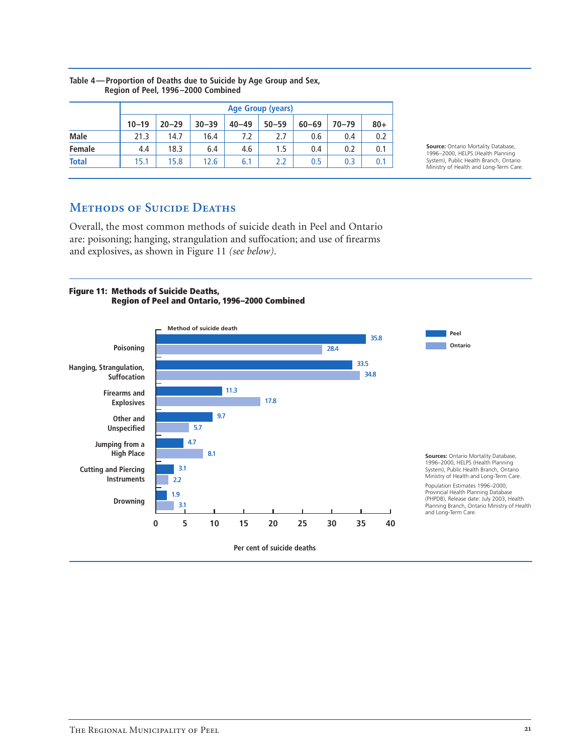**Table 4—Proportion of Deaths due to Suicide by Age Group and Sex, Region of Peel, 1996–2000 Combined**

| | Age Group (years) | | | | | | | |
|---|---|---|---|---|---|---|---|---|
| | 10–19 | 20–29 | 30–39 | 40–49 | 50–59 | 60–69 | 70–79 | 80+ |
| **Male** | 21.3 | 14.7 | 16.4 | 7.2 | 2.7 | 0.6 | 0.4 | 0.2 |
| **Female** | 4.4 | 18.3 | 6.4 | 4.6 | 1.5 | 0.4 | 0.2 | 0.1 |
| **Total** | 15.1 | 15.8 | 12.6 | 6.1 | 2.2 | 0.5 | 0.3 | 0.1 |

**Source:** Ontario Mortality Database, 1996–2000, HELPS (Health Planning System), Public Health Branch, Ontario Ministry of Health and Long-Term Care.

## Methods of Suicide Deaths

Overall, the most common methods of suicide death in Peel and Ontario are: poisoning; hanging, strangulation and suffocation; and use of firearms and explosives, as shown in Figure 11 *(see below)*.

**Figure 11: Methods of Suicide Deaths, Region of Peel and Ontario, 1996–2000 Combined**

| Method of suicide death | Peel (%) | Ontario (%) |
|---|---|---|
| Poisoning | 35.8 | 28.4 |
| Hanging, Strangulation, Suffocation | 33.5 | 34.8 |
| Firearms and Explosives | 11.3 | 17.8 |
| Other and Unspecified | 9.7 | 5.7 |
| Jumping from a High Place | 4.7 | 8.1 |
| Cutting and Piercing Instruments | 3.1 | 2.2 |
| Drowning | 1.9 | 3.1 |

Per cent of suicide deaths

**Sources:** Ontario Mortality Database, 1996–2000, HELPS (Health Planning System), Public Health Branch, Ontario Ministry of Health and Long-Term Care.

Population Estimates 1996–2000, Provincial Health Planning Database (PHPDB), Release date: July 2003, Health Planning Branch, Ontario Ministry of Health and Long-Term Care.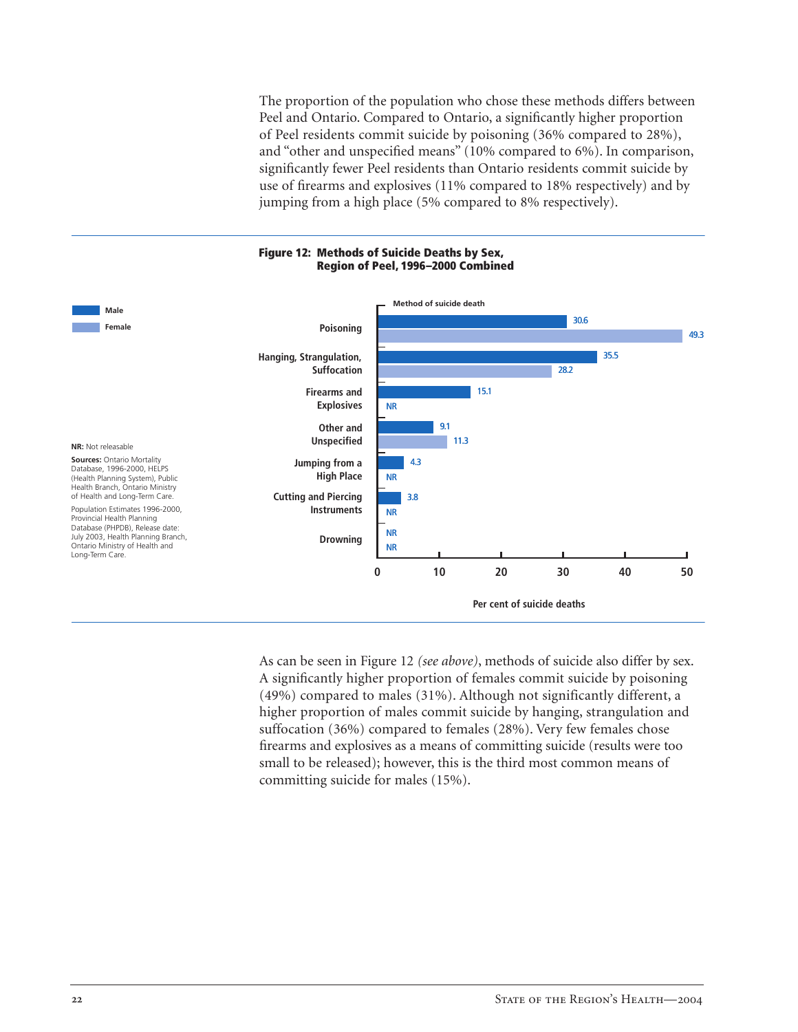The proportion of the population who chose these methods differs between Peel and Ontario. Compared to Ontario, a significantly higher proportion of Peel residents commit suicide by poisoning (36% compared to 28%), and "other and unspecified means" (10% compared to 6%). In comparison, significantly fewer Peel residents than Ontario residents commit suicide by use of firearms and explosives (11% compared to 18% respectively) and by jumping from a high place (5% compared to 8% respectively).

**Figure 12: Methods of Suicide Deaths by Sex, Region of Peel, 1996–2000 Combined**

| Method of suicide death | Male (Per cent of suicide deaths) | Female (Per cent of suicide deaths) |
|---|---|---|
| Poisoning | 30.6 | 49.3 |
| Hanging, Strangulation, Suffocation | 35.5 | 28.2 |
| Firearms and Explosives | 15.1 | NR |
| Other and Unspecified | 9.1 | 11.3 |
| Jumping from a High Place | 4.3 | NR |
| Cutting and Piercing Instruments | 3.8 | NR |
| Drowning | NR | NR |

**NR:** Not releasable

**Sources:** Ontario Mortality Database, 1996-2000, HELPS (Health Planning System), Public Health Branch, Ontario Ministry of Health and Long-Term Care.

Population Estimates 1996-2000, Provincial Health Planning Database (PHPDB), Release date: July 2003, Health Planning Branch, Ontario Ministry of Health and Long-Term Care.

As can be seen in Figure 12 *(see above)*, methods of suicide also differ by sex. A significantly higher proportion of females commit suicide by poisoning (49%) compared to males (31%). Although not significantly different, a higher proportion of males commit suicide by hanging, strangulation and suffocation (36%) compared to females (28%). Very few females chose firearms and explosives as a means of committing suicide (results were too small to be released); however, this is the third most common means of committing suicide for males (15%).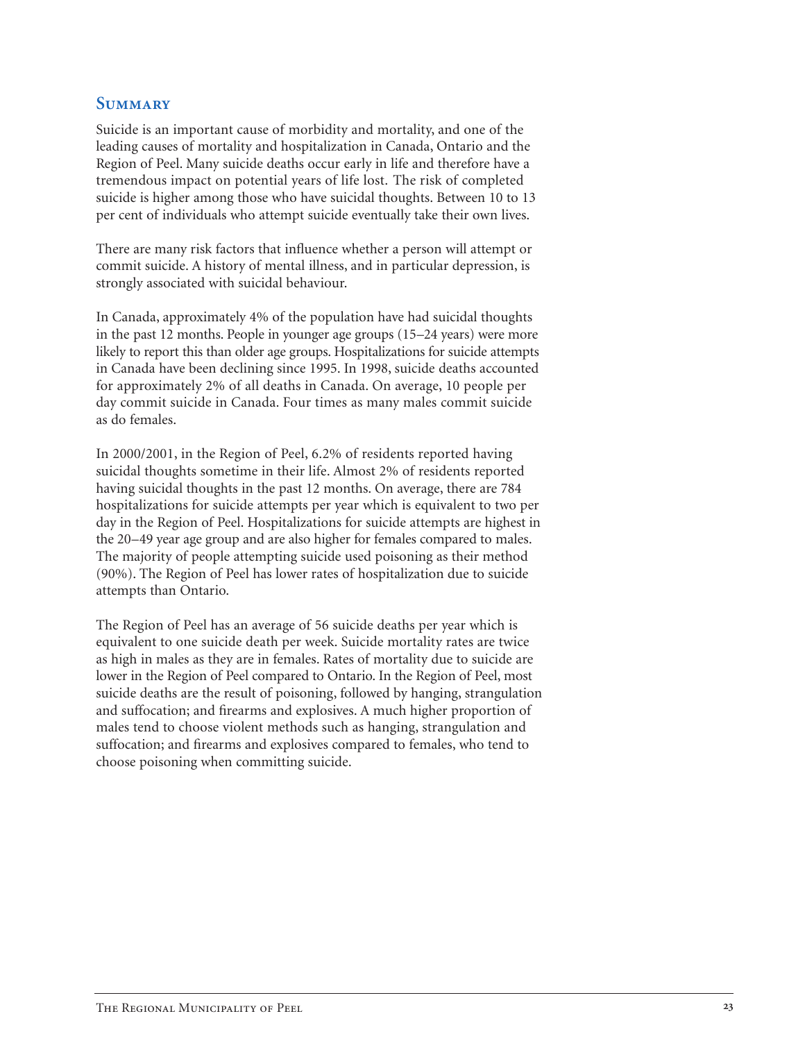## Summary

Suicide is an important cause of morbidity and mortality, and one of the leading causes of mortality and hospitalization in Canada, Ontario and the Region of Peel. Many suicide deaths occur early in life and therefore have a tremendous impact on potential years of life lost. The risk of completed suicide is higher among those who have suicidal thoughts. Between 10 to 13 per cent of individuals who attempt suicide eventually take their own lives.

There are many risk factors that influence whether a person will attempt or commit suicide. A history of mental illness, and in particular depression, is strongly associated with suicidal behaviour.

In Canada, approximately 4% of the population have had suicidal thoughts in the past 12 months. People in younger age groups (15–24 years) were more likely to report this than older age groups. Hospitalizations for suicide attempts in Canada have been declining since 1995. In 1998, suicide deaths accounted for approximately 2% of all deaths in Canada. On average, 10 people per day commit suicide in Canada. Four times as many males commit suicide as do females.

In 2000/2001, in the Region of Peel, 6.2% of residents reported having suicidal thoughts sometime in their life. Almost 2% of residents reported having suicidal thoughts in the past 12 months. On average, there are 784 hospitalizations for suicide attempts per year which is equivalent to two per day in the Region of Peel. Hospitalizations for suicide attempts are highest in the 20–49 year age group and are also higher for females compared to males. The majority of people attempting suicide used poisoning as their method (90%). The Region of Peel has lower rates of hospitalization due to suicide attempts than Ontario.

The Region of Peel has an average of 56 suicide deaths per year which is equivalent to one suicide death per week. Suicide mortality rates are twice as high in males as they are in females. Rates of mortality due to suicide are lower in the Region of Peel compared to Ontario. In the Region of Peel, most suicide deaths are the result of poisoning, followed by hanging, strangulation and suffocation; and firearms and explosives. A much higher proportion of males tend to choose violent methods such as hanging, strangulation and suffocation; and firearms and explosives compared to females, who tend to choose poisoning when committing suicide.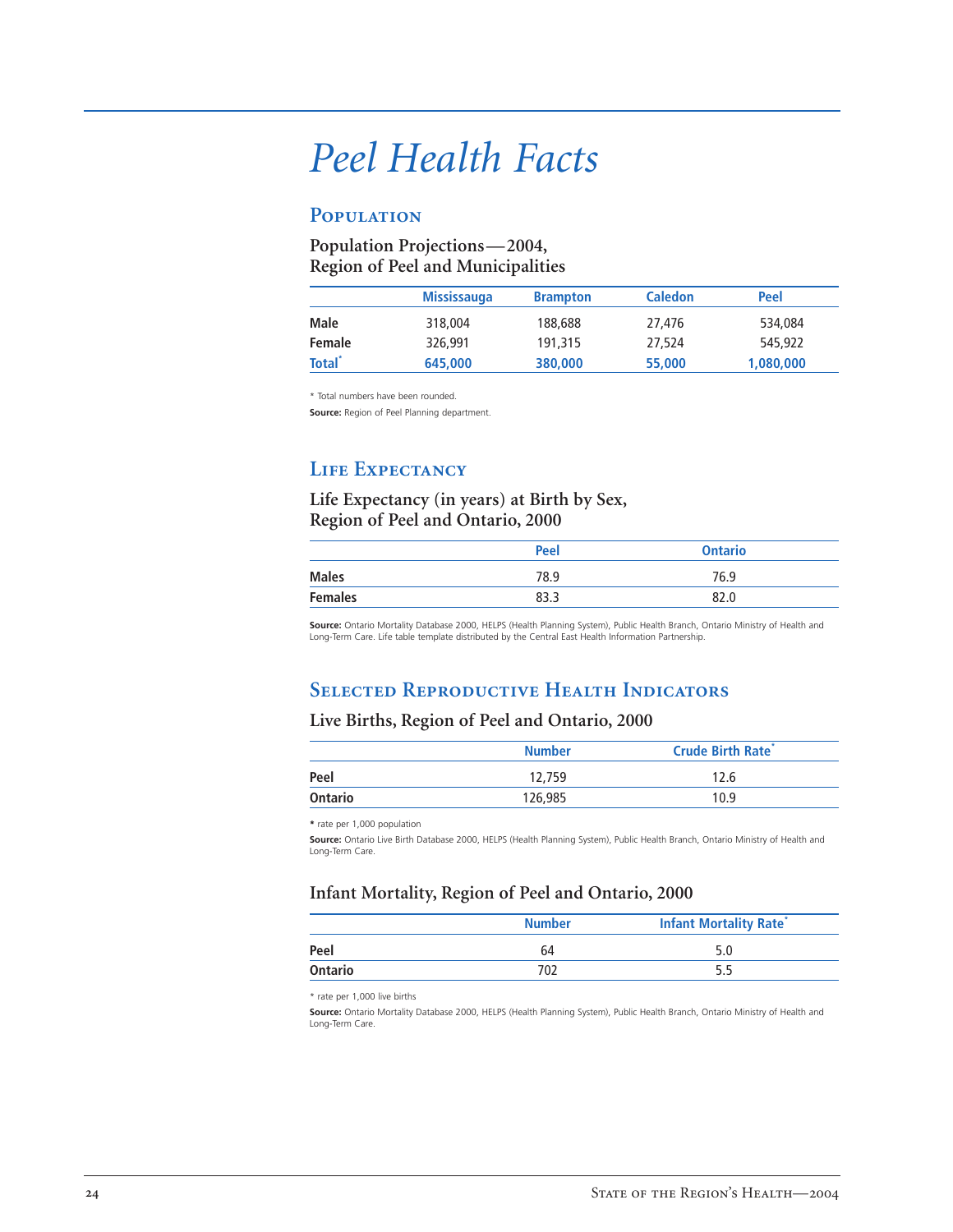# Peel Health Facts

## Population

### Population Projections—2004, Region of Peel and Municipalities

| | Mississauga | Brampton | Caledon | Peel |
|---|---|---|---|---|
| **Male** | 318,004 | 188,688 | 27,476 | 534,084 |
| **Female** | 326,991 | 191,315 | 27,524 | 545,922 |
| **Total*** | **645,000** | **380,000** | **55,000** | **1,080,000** |

\* Total numbers have been rounded.

**Source:** Region of Peel Planning department.

## Life Expectancy

### Life Expectancy (in years) at Birth by Sex, Region of Peel and Ontario, 2000

| | Peel | Ontario |
|---|---|---|
| **Males** | 78.9 | 76.9 |
| **Females** | 83.3 | 82.0 |

**Source:** Ontario Mortality Database 2000, HELPS (Health Planning System), Public Health Branch, Ontario Ministry of Health and Long-Term Care. Life table template distributed by the Central East Health Information Partnership.

## Selected Reproductive Health Indicators

### Live Births, Region of Peel and Ontario, 2000

| | Number | Crude Birth Rate* |
|---|---|---|
| **Peel** | 12,759 | 12.6 |
| **Ontario** | 126,985 | 10.9 |

**\*** rate per 1,000 population

**Source:** Ontario Live Birth Database 2000, HELPS (Health Planning System), Public Health Branch, Ontario Ministry of Health and Long-Term Care.

### Infant Mortality, Region of Peel and Ontario, 2000

| | Number | Infant Mortality Rate* |
|---|---|---|
| **Peel** | 64 | 5.0 |
| **Ontario** | 702 | 5.5 |

\* rate per 1,000 live births

**Source:** Ontario Mortality Database 2000, HELPS (Health Planning System), Public Health Branch, Ontario Ministry of Health and Long-Term Care.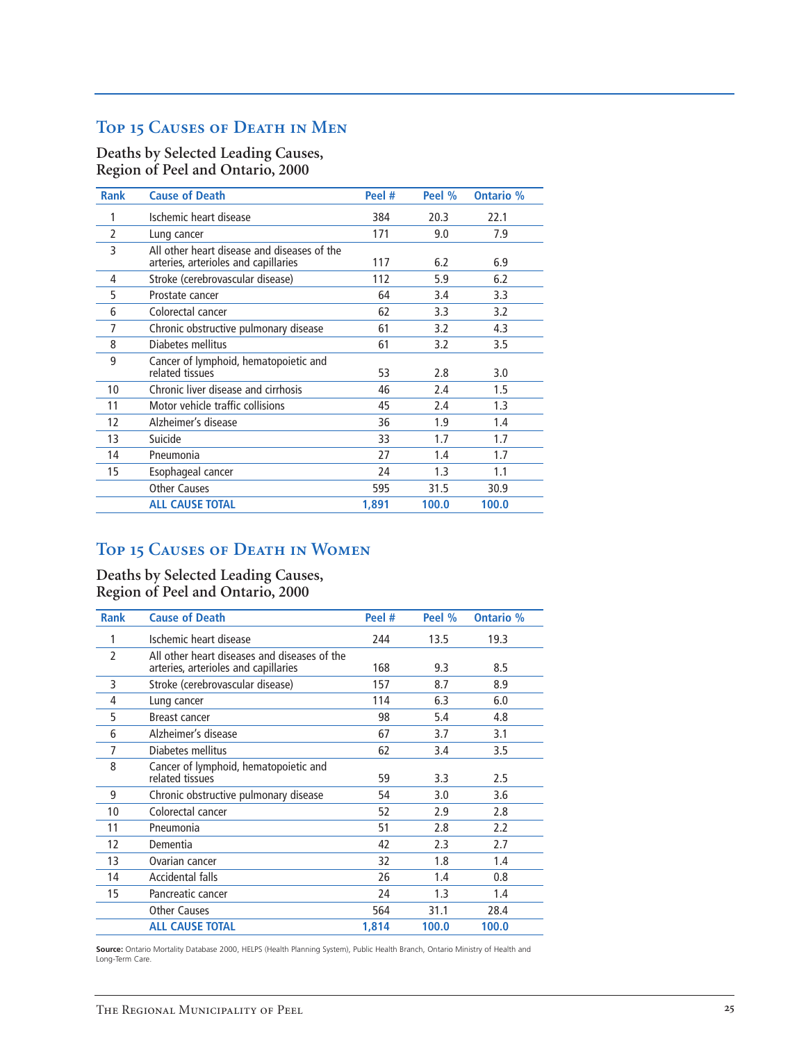## Top 15 Causes of Death in Men

### Deaths by Selected Leading Causes, Region of Peel and Ontario, 2000

| Rank | Cause of Death | Peel # | Peel % | Ontario % |
|---|---|---|---|---|
| 1 | Ischemic heart disease | 384 | 20.3 | 22.1 |
| 2 | Lung cancer | 171 | 9.0 | 7.9 |
| 3 | All other heart disease and diseases of the arteries, arterioles and capillaries | 117 | 6.2 | 6.9 |
| 4 | Stroke (cerebrovascular disease) | 112 | 5.9 | 6.2 |
| 5 | Prostate cancer | 64 | 3.4 | 3.3 |
| 6 | Colorectal cancer | 62 | 3.3 | 3.2 |
| 7 | Chronic obstructive pulmonary disease | 61 | 3.2 | 4.3 |
| 8 | Diabetes mellitus | 61 | 3.2 | 3.5 |
| 9 | Cancer of lymphoid, hematopoietic and related tissues | 53 | 2.8 | 3.0 |
| 10 | Chronic liver disease and cirrhosis | 46 | 2.4 | 1.5 |
| 11 | Motor vehicle traffic collisions | 45 | 2.4 | 1.3 |
| 12 | Alzheimer's disease | 36 | 1.9 | 1.4 |
| 13 | Suicide | 33 | 1.7 | 1.7 |
| 14 | Pneumonia | 27 | 1.4 | 1.7 |
| 15 | Esophageal cancer | 24 | 1.3 | 1.1 |
| | Other Causes | 595 | 31.5 | 30.9 |
| | **ALL CAUSE TOTAL** | **1,891** | **100.0** | **100.0** |

## Top 15 Causes of Death in Women

### Deaths by Selected Leading Causes, Region of Peel and Ontario, 2000

| Rank | Cause of Death | Peel # | Peel % | Ontario % |
|---|---|---|---|---|
| 1 | Ischemic heart disease | 244 | 13.5 | 19.3 |
| 2 | All other heart diseases and diseases of the arteries, arterioles and capillaries | 168 | 9.3 | 8.5 |
| 3 | Stroke (cerebrovascular disease) | 157 | 8.7 | 8.9 |
| 4 | Lung cancer | 114 | 6.3 | 6.0 |
| 5 | Breast cancer | 98 | 5.4 | 4.8 |
| 6 | Alzheimer's disease | 67 | 3.7 | 3.1 |
| 7 | Diabetes mellitus | 62 | 3.4 | 3.5 |
| 8 | Cancer of lymphoid, hematopoietic and related tissues | 59 | 3.3 | 2.5 |
| 9 | Chronic obstructive pulmonary disease | 54 | 3.0 | 3.6 |
| 10 | Colorectal cancer | 52 | 2.9 | 2.8 |
| 11 | Pneumonia | 51 | 2.8 | 2.2 |
| 12 | Dementia | 42 | 2.3 | 2.7 |
| 13 | Ovarian cancer | 32 | 1.8 | 1.4 |
| 14 | Accidental falls | 26 | 1.4 | 0.8 |
| 15 | Pancreatic cancer | 24 | 1.3 | 1.4 |
| | Other Causes | 564 | 31.1 | 28.4 |
| | **ALL CAUSE TOTAL** | **1,814** | **100.0** | **100.0** |

**Source:** Ontario Mortality Database 2000, HELPS (Health Planning System), Public Health Branch, Ontario Ministry of Health and Long-Term Care.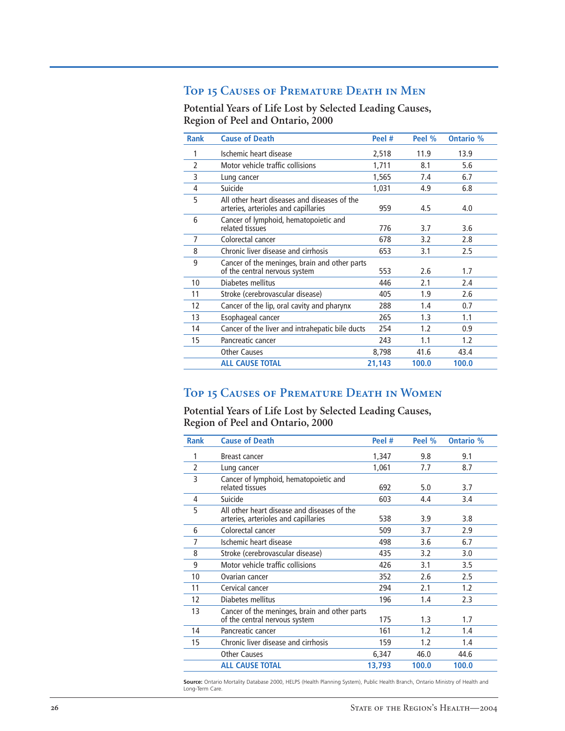## Top 15 Causes of Premature Death in Men

**Potential Years of Life Lost by Selected Leading Causes, Region of Peel and Ontario, 2000**

| Rank | Cause of Death | Peel # | Peel % | Ontario % |
|---|---|---|---|---|
| 1 | Ischemic heart disease | 2,518 | 11.9 | 13.9 |
| 2 | Motor vehicle traffic collisions | 1,711 | 8.1 | 5.6 |
| 3 | Lung cancer | 1,565 | 7.4 | 6.7 |
| 4 | Suicide | 1,031 | 4.9 | 6.8 |
| 5 | All other heart diseases and diseases of the arteries, arterioles and capillaries | 959 | 4.5 | 4.0 |
| 6 | Cancer of lymphoid, hematopoietic and related tissues | 776 | 3.7 | 3.6 |
| 7 | Colorectal cancer | 678 | 3.2 | 2.8 |
| 8 | Chronic liver disease and cirrhosis | 653 | 3.1 | 2.5 |
| 9 | Cancer of the meninges, brain and other parts of the central nervous system | 553 | 2.6 | 1.7 |
| 10 | Diabetes mellitus | 446 | 2.1 | 2.4 |
| 11 | Stroke (cerebrovascular disease) | 405 | 1.9 | 2.6 |
| 12 | Cancer of the lip, oral cavity and pharynx | 288 | 1.4 | 0.7 |
| 13 | Esophageal cancer | 265 | 1.3 | 1.1 |
| 14 | Cancer of the liver and intrahepatic bile ducts | 254 | 1.2 | 0.9 |
| 15 | Pancreatic cancer | 243 | 1.1 | 1.2 |
| | Other Causes | 8,798 | 41.6 | 43.4 |
| | **ALL CAUSE TOTAL** | **21,143** | **100.0** | **100.0** |

## Top 15 Causes of Premature Death in Women

**Potential Years of Life Lost by Selected Leading Causes, Region of Peel and Ontario, 2000**

| Rank | Cause of Death | Peel # | Peel % | Ontario % |
|---|---|---|---|---|
| 1 | Breast cancer | 1,347 | 9.8 | 9.1 |
| 2 | Lung cancer | 1,061 | 7.7 | 8.7 |
| 3 | Cancer of lymphoid, hematopoietic and related tissues | 692 | 5.0 | 3.7 |
| 4 | Suicide | 603 | 4.4 | 3.4 |
| 5 | All other heart disease and diseases of the arteries, arterioles and capillaries | 538 | 3.9 | 3.8 |
| 6 | Colorectal cancer | 509 | 3.7 | 2.9 |
| 7 | Ischemic heart disease | 498 | 3.6 | 6.7 |
| 8 | Stroke (cerebrovascular disease) | 435 | 3.2 | 3.0 |
| 9 | Motor vehicle traffic collisions | 426 | 3.1 | 3.5 |
| 10 | Ovarian cancer | 352 | 2.6 | 2.5 |
| 11 | Cervical cancer | 294 | 2.1 | 1.2 |
| 12 | Diabetes mellitus | 196 | 1.4 | 2.3 |
| 13 | Cancer of the meninges, brain and other parts of the central nervous system | 175 | 1.3 | 1.7 |
| 14 | Pancreatic cancer | 161 | 1.2 | 1.4 |
| 15 | Chronic liver disease and cirrhosis | 159 | 1.2 | 1.4 |
| | Other Causes | 6,347 | 46.0 | 44.6 |
| | **ALL CAUSE TOTAL** | **13,793** | **100.0** | **100.0** |

**Source:** Ontario Mortality Database 2000, HELPS (Health Planning System), Public Health Branch, Ontario Ministry of Health and Long-Term Care.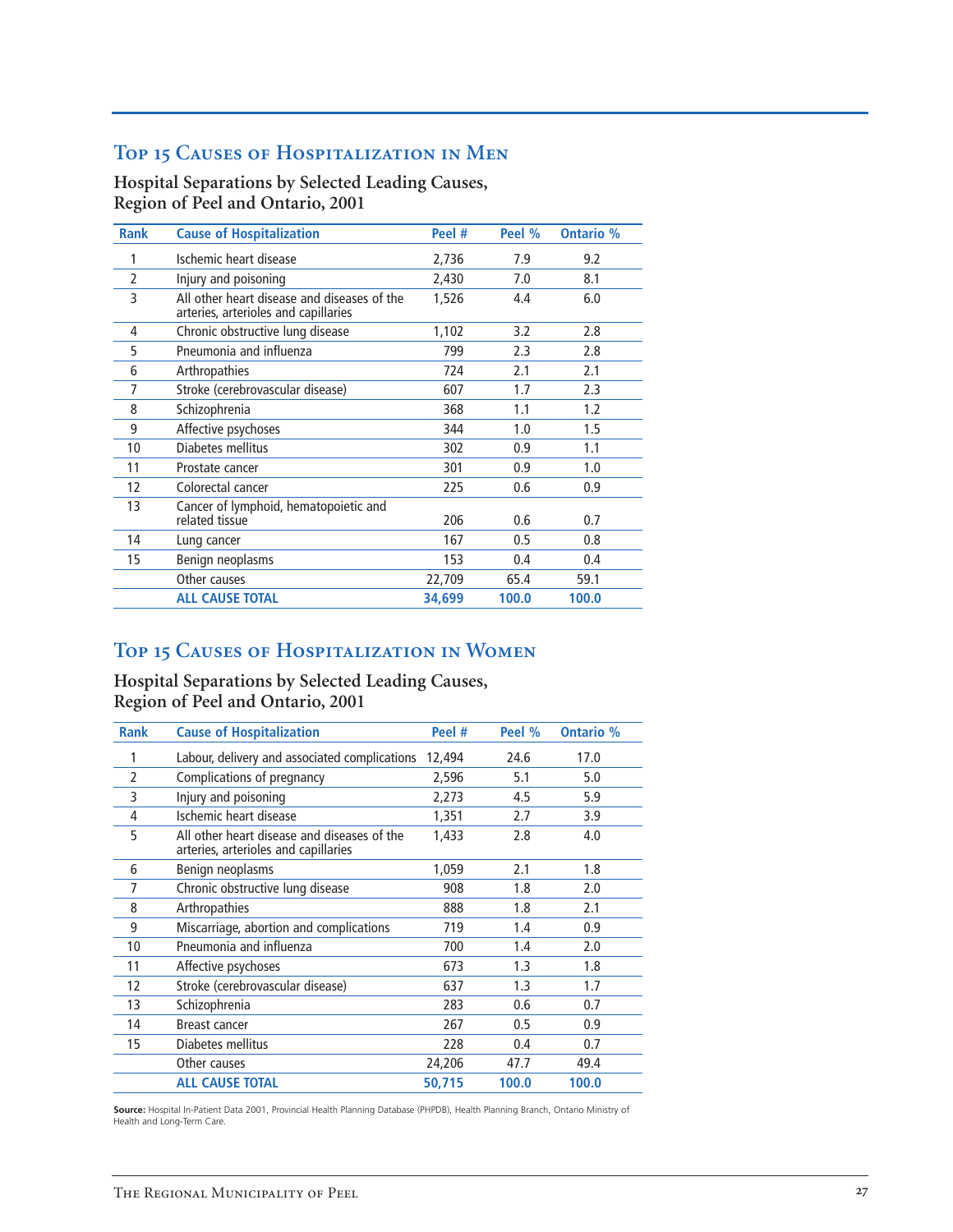## Top 15 Causes of Hospitalization in Men

### Hospital Separations by Selected Leading Causes, Region of Peel and Ontario, 2001

| Rank | Cause of Hospitalization | Peel # | Peel % | Ontario % |
|---|---|---|---|---|
| 1 | Ischemic heart disease | 2,736 | 7.9 | 9.2 |
| 2 | Injury and poisoning | 2,430 | 7.0 | 8.1 |
| 3 | All other heart disease and diseases of the arteries, arterioles and capillaries | 1,526 | 4.4 | 6.0 |
| 4 | Chronic obstructive lung disease | 1,102 | 3.2 | 2.8 |
| 5 | Pneumonia and influenza | 799 | 2.3 | 2.8 |
| 6 | Arthropathies | 724 | 2.1 | 2.1 |
| 7 | Stroke (cerebrovascular disease) | 607 | 1.7 | 2.3 |
| 8 | Schizophrenia | 368 | 1.1 | 1.2 |
| 9 | Affective psychoses | 344 | 1.0 | 1.5 |
| 10 | Diabetes mellitus | 302 | 0.9 | 1.1 |
| 11 | Prostate cancer | 301 | 0.9 | 1.0 |
| 12 | Colorectal cancer | 225 | 0.6 | 0.9 |
| 13 | Cancer of lymphoid, hematopoietic and related tissue | 206 | 0.6 | 0.7 |
| 14 | Lung cancer | 167 | 0.5 | 0.8 |
| 15 | Benign neoplasms | 153 | 0.4 | 0.4 |
| | Other causes | 22,709 | 65.4 | 59.1 |
| | **ALL CAUSE TOTAL** | **34,699** | **100.0** | **100.0** |

## Top 15 Causes of Hospitalization in Women

### Hospital Separations by Selected Leading Causes, Region of Peel and Ontario, 2001

| Rank | Cause of Hospitalization | Peel # | Peel % | Ontario % |
|---|---|---|---|---|
| 1 | Labour, delivery and associated complications | 12,494 | 24.6 | 17.0 |
| 2 | Complications of pregnancy | 2,596 | 5.1 | 5.0 |
| 3 | Injury and poisoning | 2,273 | 4.5 | 5.9 |
| 4 | Ischemic heart disease | 1,351 | 2.7 | 3.9 |
| 5 | All other heart disease and diseases of the arteries, arterioles and capillaries | 1,433 | 2.8 | 4.0 |
| 6 | Benign neoplasms | 1,059 | 2.1 | 1.8 |
| 7 | Chronic obstructive lung disease | 908 | 1.8 | 2.0 |
| 8 | Arthropathies | 888 | 1.8 | 2.1 |
| 9 | Miscarriage, abortion and complications | 719 | 1.4 | 0.9 |
| 10 | Pneumonia and influenza | 700 | 1.4 | 2.0 |
| 11 | Affective psychoses | 673 | 1.3 | 1.8 |
| 12 | Stroke (cerebrovascular disease) | 637 | 1.3 | 1.7 |
| 13 | Schizophrenia | 283 | 0.6 | 0.7 |
| 14 | Breast cancer | 267 | 0.5 | 0.9 |
| 15 | Diabetes mellitus | 228 | 0.4 | 0.7 |
| | Other causes | 24,206 | 47.7 | 49.4 |
| | **ALL CAUSE TOTAL** | **50,715** | **100.0** | **100.0** |

**Source:** Hospital In-Patient Data 2001, Provincial Health Planning Database (PHPDB), Health Planning Branch, Ontario Ministry of Health and Long-Term Care.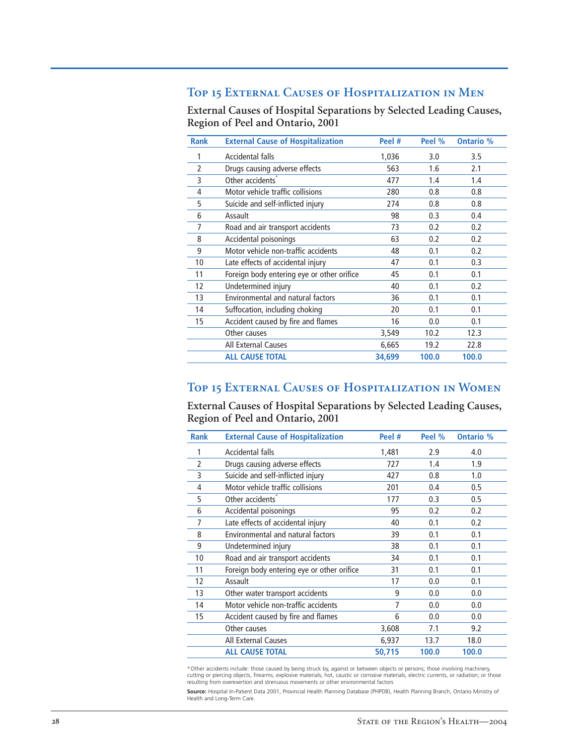## Top 15 External Causes of Hospitalization in Men

### External Causes of Hospital Separations by Selected Leading Causes, Region of Peel and Ontario, 2001

| Rank | External Cause of Hospitalization | Peel # | Peel % | Ontario % |
|---|---|---|---|---|
| 1 | Accidental falls | 1,036 | 3.0 | 3.5 |
| 2 | Drugs causing adverse effects | 563 | 1.6 | 2.1 |
| 3 | Other accidents* | 477 | 1.4 | 1.4 |
| 4 | Motor vehicle traffic collisions | 280 | 0.8 | 0.8 |
| 5 | Suicide and self-inflicted injury | 274 | 0.8 | 0.8 |
| 6 | Assault | 98 | 0.3 | 0.4 |
| 7 | Road and air transport accidents | 73 | 0.2 | 0.2 |
| 8 | Accidental poisonings | 63 | 0.2 | 0.2 |
| 9 | Motor vehicle non-traffic accidents | 48 | 0.1 | 0.2 |
| 10 | Late effects of accidental injury | 47 | 0.1 | 0.3 |
| 11 | Foreign body entering eye or other orifice | 45 | 0.1 | 0.1 |
| 12 | Undetermined injury | 40 | 0.1 | 0.2 |
| 13 | Environmental and natural factors | 36 | 0.1 | 0.1 |
| 14 | Suffocation, including choking | 20 | 0.1 | 0.1 |
| 15 | Accident caused by fire and flames | 16 | 0.0 | 0.1 |
| | Other causes | 3,549 | 10.2 | 12.3 |
| | All External Causes | 6,665 | 19.2 | 22.8 |
| | **ALL CAUSE TOTAL** | **34,699** | **100.0** | **100.0** |

## Top 15 External Causes of Hospitalization in Women

### External Causes of Hospital Separations by Selected Leading Causes, Region of Peel and Ontario, 2001

| Rank | External Cause of Hospitalization | Peel # | Peel % | Ontario % |
|---|---|---|---|---|
| 1 | Accidental falls | 1,481 | 2.9 | 4.0 |
| 2 | Drugs causing adverse effects | 727 | 1.4 | 1.9 |
| 3 | Suicide and self-inflicted injury | 427 | 0.8 | 1.0 |
| 4 | Motor vehicle traffic collisions | 201 | 0.4 | 0.5 |
| 5 | Other accidents* | 177 | 0.3 | 0.5 |
| 6 | Accidental poisonings | 95 | 0.2 | 0.2 |
| 7 | Late effects of accidental injury | 40 | 0.1 | 0.2 |
| 8 | Environmental and natural factors | 39 | 0.1 | 0.1 |
| 9 | Undetermined injury | 38 | 0.1 | 0.1 |
| 10 | Road and air transport accidents | 34 | 0.1 | 0.1 |
| 11 | Foreign body entering eye or other orifice | 31 | 0.1 | 0.1 |
| 12 | Assault | 17 | 0.0 | 0.1 |
| 13 | Other water transport accidents | 9 | 0.0 | 0.0 |
| 14 | Motor vehicle non-traffic accidents | 7 | 0.0 | 0.0 |
| 15 | Accident caused by fire and flames | 6 | 0.0 | 0.0 |
| | Other causes | 3,608 | 7.1 | 9.2 |
| | All External Causes | 6,937 | 13.7 | 18.0 |
| | **ALL CAUSE TOTAL** | **50,715** | **100.0** | **100.0** |

*Other accidents include: those caused by being struck by, against or between objects or persons; those involving machinery, cutting or piercing objects, firearms, explosive materials, hot, caustic or corrosive materials, electric currents, or radiation; or those resulting from overexertion and strenuous movements or other environmental factors

**Source:** Hospital In-Patient Data 2001, Provincial Health Planning Database (PHPDB), Health Planning Branch, Ontario Ministry of Health and Long-Term Care.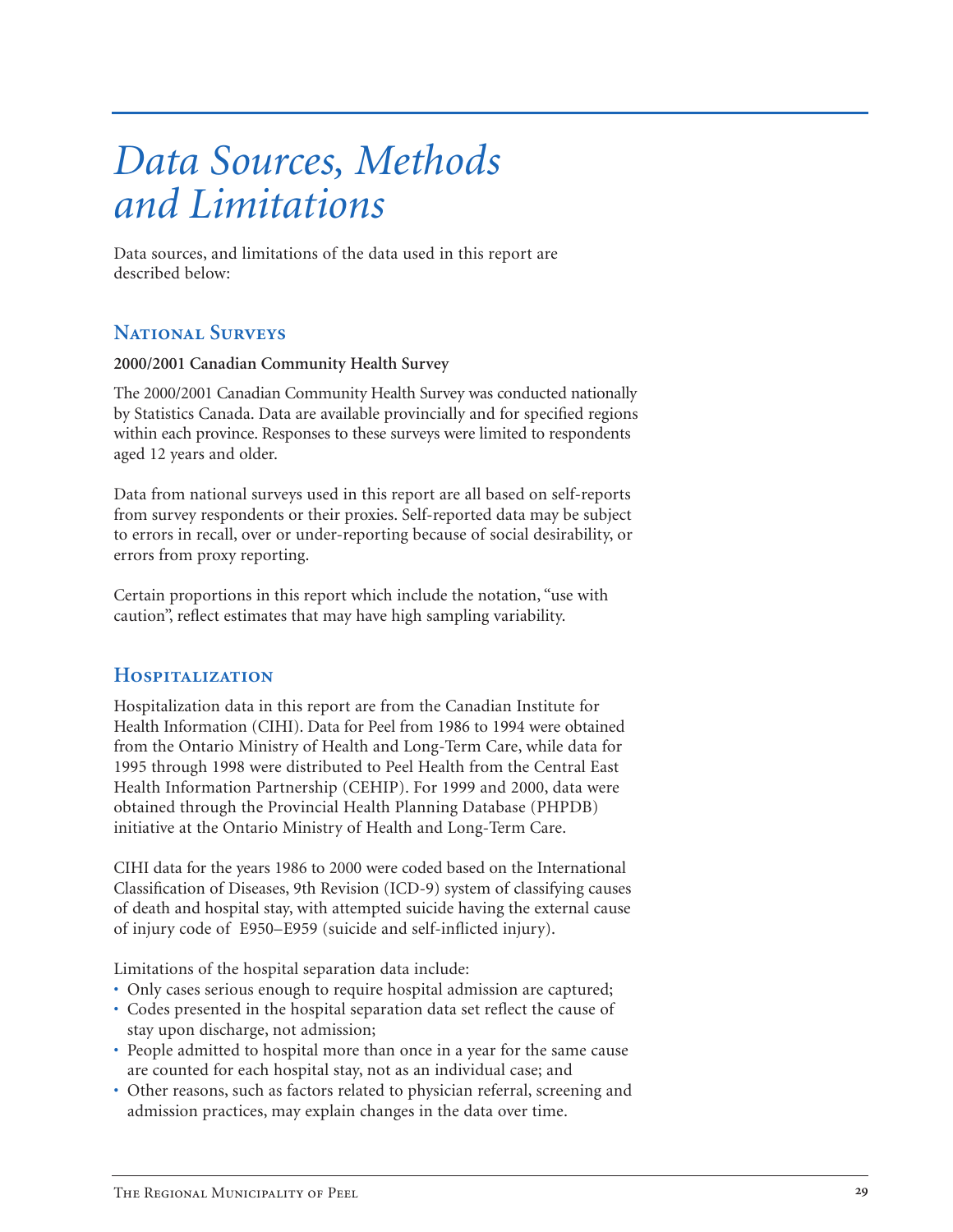# *Data Sources, Methods and Limitations*

Data sources, and limitations of the data used in this report are described below:

## National Surveys

**2000/2001 Canadian Community Health Survey**

The 2000/2001 Canadian Community Health Survey was conducted nationally by Statistics Canada. Data are available provincially and for specified regions within each province. Responses to these surveys were limited to respondents aged 12 years and older.

Data from national surveys used in this report are all based on self-reports from survey respondents or their proxies. Self-reported data may be subject to errors in recall, over or under-reporting because of social desirability, or errors from proxy reporting.

Certain proportions in this report which include the notation, "use with caution", reflect estimates that may have high sampling variability.

## Hospitalization

Hospitalization data in this report are from the Canadian Institute for Health Information (CIHI). Data for Peel from 1986 to 1994 were obtained from the Ontario Ministry of Health and Long-Term Care, while data for 1995 through 1998 were distributed to Peel Health from the Central East Health Information Partnership (CEHIP). For 1999 and 2000, data were obtained through the Provincial Health Planning Database (PHPDB) initiative at the Ontario Ministry of Health and Long-Term Care.

CIHI data for the years 1986 to 2000 were coded based on the International Classification of Diseases, 9th Revision (ICD-9) system of classifying causes of death and hospital stay, with attempted suicide having the external cause of injury code of E950–E959 (suicide and self-inflicted injury).

Limitations of the hospital separation data include:

- Only cases serious enough to require hospital admission are captured;
- Codes presented in the hospital separation data set reflect the cause of stay upon discharge, not admission;
- People admitted to hospital more than once in a year for the same cause are counted for each hospital stay, not as an individual case; and
- Other reasons, such as factors related to physician referral, screening and admission practices, may explain changes in the data over time.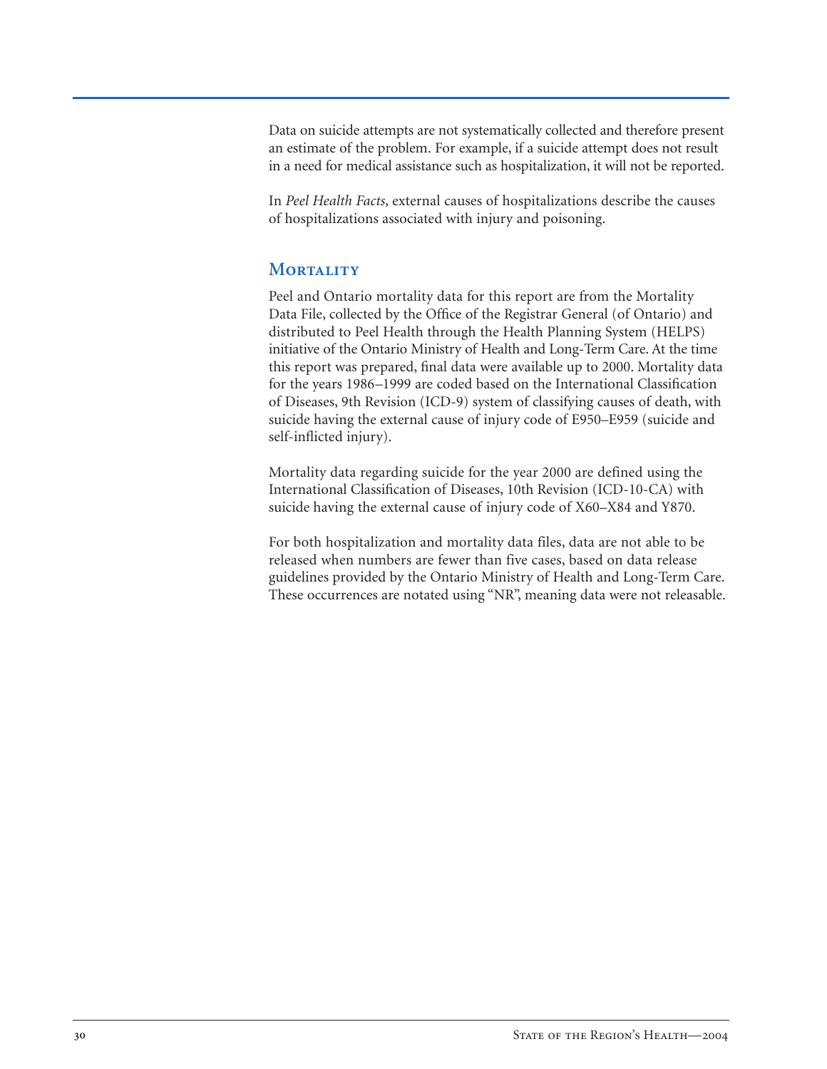Data on suicide attempts are not systematically collected and therefore present an estimate of the problem. For example, if a suicide attempt does not result in a need for medical assistance such as hospitalization, it will not be reported.

In *Peel Health Facts*, external causes of hospitalizations describe the causes of hospitalizations associated with injury and poisoning.

## Mortality

Peel and Ontario mortality data for this report are from the Mortality Data File, collected by the Office of the Registrar General (of Ontario) and distributed to Peel Health through the Health Planning System (HELPS) initiative of the Ontario Ministry of Health and Long-Term Care. At the time this report was prepared, final data were available up to 2000. Mortality data for the years 1986–1999 are coded based on the International Classification of Diseases, 9th Revision (ICD-9) system of classifying causes of death, with suicide having the external cause of injury code of E950–E959 (suicide and self-inflicted injury).

Mortality data regarding suicide for the year 2000 are defined using the International Classification of Diseases, 10th Revision (ICD-10-CA) with suicide having the external cause of injury code of X60–X84 and Y870.

For both hospitalization and mortality data files, data are not able to be released when numbers are fewer than five cases, based on data release guidelines provided by the Ontario Ministry of Health and Long-Term Care. These occurrences are notated using "NR", meaning data were not releasable.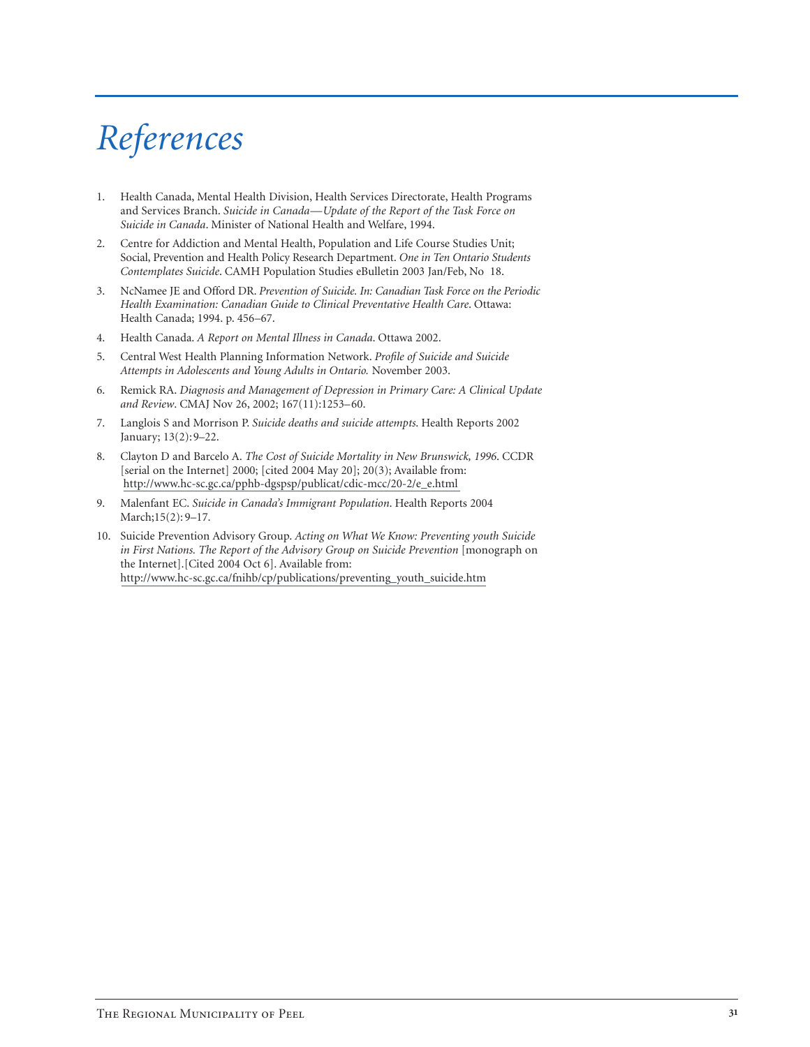# *References*

1. Health Canada, Mental Health Division, Health Services Directorate, Health Programs and Services Branch. *Suicide in Canada—Update of the Report of the Task Force on Suicide in Canada*. Minister of National Health and Welfare, 1994.
2. Centre for Addiction and Mental Health, Population and Life Course Studies Unit; Social, Prevention and Health Policy Research Department. *One in Ten Ontario Students Contemplates Suicide*. CAMH Population Studies eBulletin 2003 Jan/Feb, No 18.
3. NcNamee JE and Offord DR. *Prevention of Suicide. In: Canadian Task Force on the Periodic Health Examination: Canadian Guide to Clinical Preventative Health Care*. Ottawa: Health Canada; 1994. p. 456–67.
4. Health Canada. *A Report on Mental Illness in Canada*. Ottawa 2002.
5. Central West Health Planning Information Network. *Profile of Suicide and Suicide Attempts in Adolescents and Young Adults in Ontario.* November 2003.
6. Remick RA. *Diagnosis and Management of Depression in Primary Care: A Clinical Update and Review*. CMAJ Nov 26, 2002; 167(11):1253–60.
7. Langlois S and Morrison P. *Suicide deaths and suicide attempts*. Health Reports 2002 January; 13(2): 9–22.
8. Clayton D and Barcelo A. *The Cost of Suicide Mortality in New Brunswick, 1996*. CCDR [serial on the Internet] 2000; [cited 2004 May 20]; 20(3); Available from: http://www.hc-sc.gc.ca/pphb-dgspsp/publicat/cdic-mcc/20-2/e_e.html
9. Malenfant EC. *Suicide in Canada's Immigrant Population*. Health Reports 2004 March;15(2): 9–17.
10. Suicide Prevention Advisory Group. *Acting on What We Know: Preventing youth Suicide in First Nations. The Report of the Advisory Group on Suicide Prevention* [monograph on the Internet].[Cited 2004 Oct 6]. Available from: http://www.hc-sc.gc.ca/fnihb/cp/publications/preventing_youth_suicide.htm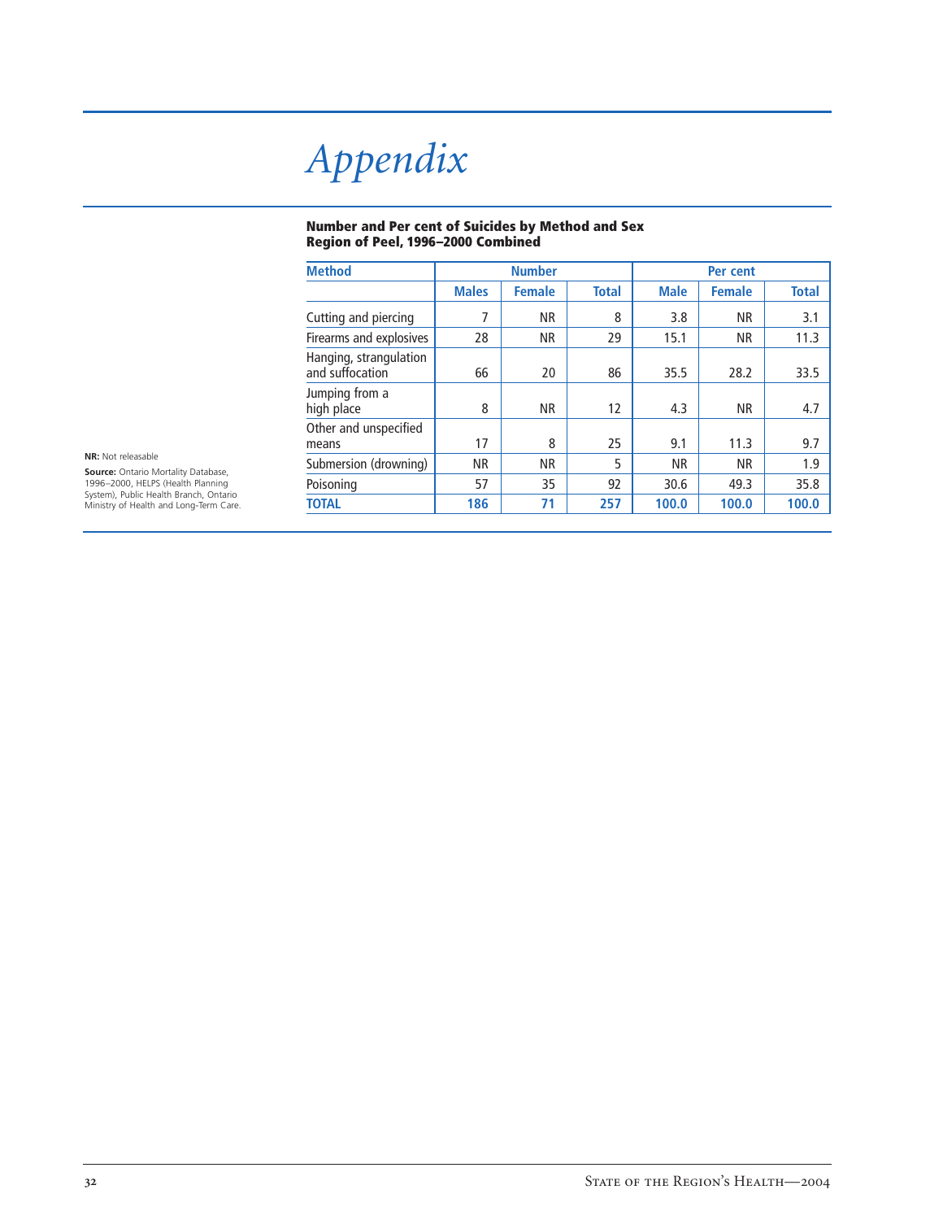# Appendix

**Number and Per cent of Suicides by Method and Sex**
**Region of Peel, 1996–2000 Combined**

| Method | Number | | | Per cent | | |
|---|---|---|---|---|---|---|
| | Males | Female | Total | Male | Female | Total |
| Cutting and piercing | 7 | NR | 8 | 3.8 | NR | 3.1 |
| Firearms and explosives | 28 | NR | 29 | 15.1 | NR | 11.3 |
| Hanging, strangulation and suffocation | 66 | 20 | 86 | 35.5 | 28.2 | 33.5 |
| Jumping from a high place | 8 | NR | 12 | 4.3 | NR | 4.7 |
| Other and unspecified means | 17 | 8 | 25 | 9.1 | 11.3 | 9.7 |
| Submersion (drowning) | NR | NR | 5 | NR | NR | 1.9 |
| Poisoning | 57 | 35 | 92 | 30.6 | 49.3 | 35.8 |
| **TOTAL** | **186** | **71** | **257** | **100.0** | **100.0** | **100.0** |

**NR:** Not releasable

**Source:** Ontario Mortality Database, 1996–2000, HELPS (Health Planning System), Public Health Branch, Ontario Ministry of Health and Long-Term Care.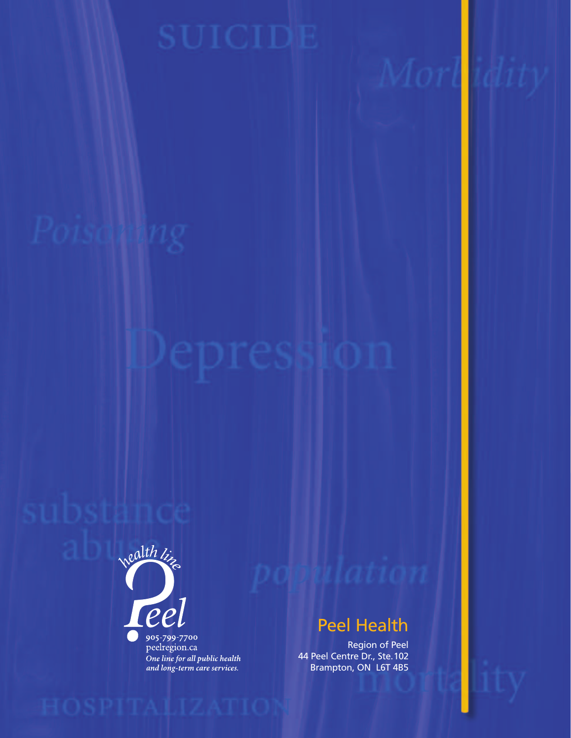SUICIDE

Morbidity

Poisoning

Depression

substance abuse

population

mortality

HOSPITALIZATION

health line

Peel

905-799-7700
peelregion.ca
*One line for all public health and long-term care services.*

## Peel Health

Region of Peel
44 Peel Centre Dr., Ste.102
Brampton, ON L6T 4B5